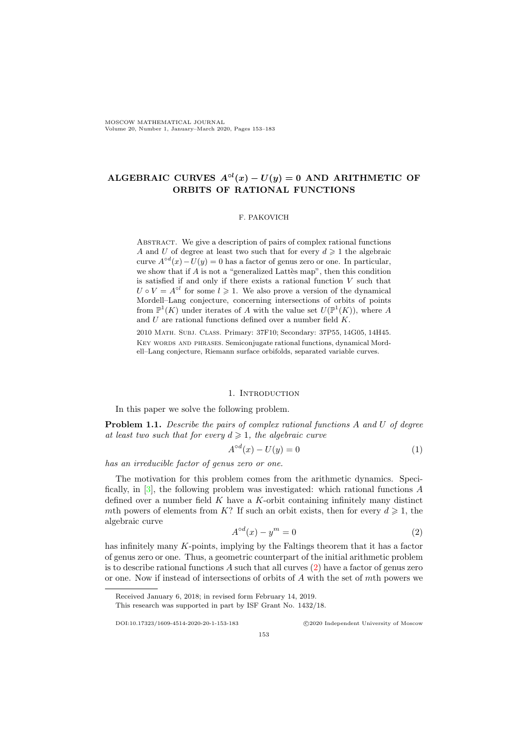# ALGEBRAIC CURVES $A^{\circ l}(x) - U(y) = 0$ AND ARITHMETIC OF ORBITS OF RATIONAL FUNCTIONS

F. PAKOVICH

Abstract. We give a description of pairs of complex rational functions $A$ and $U$ of degree at least two such that for every $d \geqslant 1$ the algebraic curve $A^{\circ d}(x) - U(y) = 0$ has a factor of genus zero or one. In particular, we show that if $A$ is not a "generalized Lattès map", then this condition is satisfied if and only if there exists a rational function $V$ such that $U \circ V = A^{\circ l}$ for some $l \geqslant 1$. We also prove a version of the dynamical Mordell–Lang conjecture, concerning intersections of orbits of points from $\mathbb{P}^1(K)$ under iterates of $A$ with the value set $U(\mathbb{P}^1(K))$, where $A$ and $U$ are rational functions defined over a number field $K$.

2010 Math. Subj. Class. Primary: 37F10; Secondary: 37P55, 14G05, 14H45.

Key words and phrases. Semiconjugate rational functions, dynamical Mordell–Lang conjecture, Riemann surface orbifolds, separated variable curves.

## 1. Introduction

In this paper we solve the following problem.

**Problem 1.1.** *Describe the pairs of complex rational functions $A$ and $U$ of degree at least two such that for every $d \geqslant 1$, the algebraic curve*

$$A^{\circ d}(x) - U(y) = 0 \tag{1}$$

*has an irreducible factor of genus zero or one.*

The motivation for this problem comes from the arithmetic dynamics. Specifically, in [3], the following problem was investigated: which rational functions $A$ defined over a number field $K$ have a $K$-orbit containing infinitely many distinct $m$th powers of elements from $K$? If such an orbit exists, then for every $d \geqslant 1$, the algebraic curve

$$A^{\circ d}(x) - y^m = 0 \tag{2}$$

has infinitely many $K$-points, implying by the Faltings theorem that it has a factor of genus zero or one. Thus, a geometric counterpart of the initial arithmetic problem is to describe rational functions $A$ such that all curves (2) have a factor of genus zero or one. Now if instead of intersections of orbits of $A$ with the set of $m$th powers we

---

Received January 6, 2018; in revised form February 14, 2019.

This research was supported in part by ISF Grant No. 1432/18.

DOI:10.17323/1609-4514-2020-20-1-153-183 ©2020 Independent University of Moscow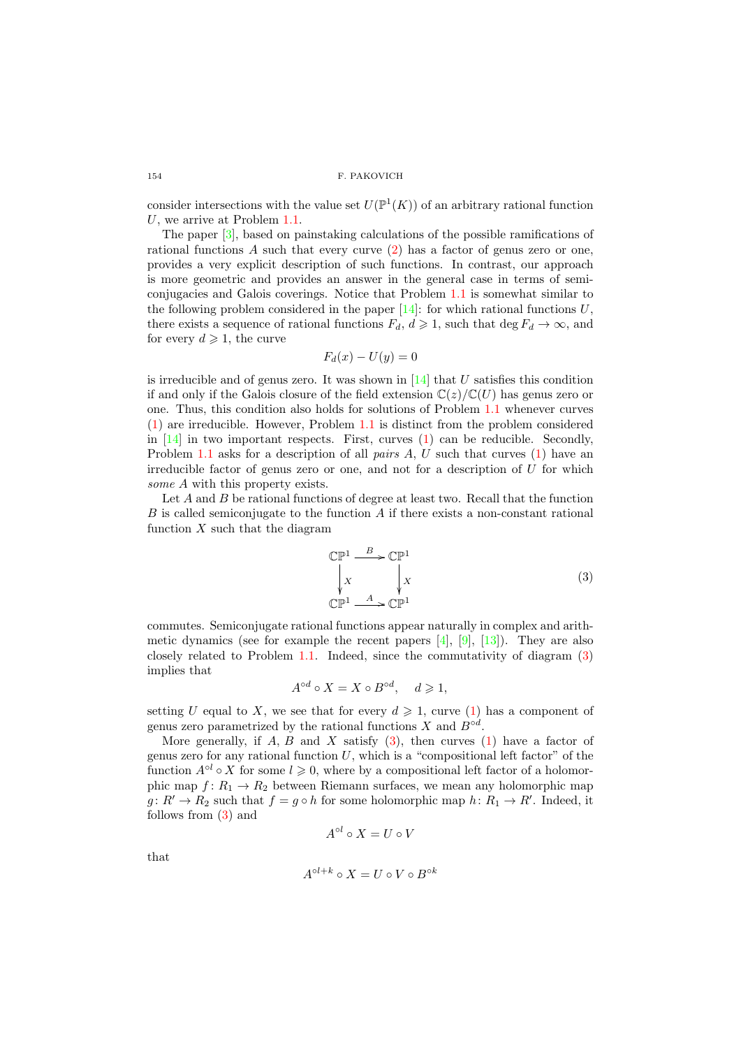consider intersections with the value set $U(\mathbb{P}^1(K))$ of an arbitrary rational function $U$, we arrive at Problem 1.1.

The paper [3], based on painstaking calculations of the possible ramifications of rational functions $A$ such that every curve (2) has a factor of genus zero or one, provides a very explicit description of such functions. In contrast, our approach is more geometric and provides an answer in the general case in terms of semiconjugacies and Galois coverings. Notice that Problem 1.1 is somewhat similar to the following problem considered in the paper [14]: for which rational functions $U$, there exists a sequence of rational functions $F_d$, $d \geqslant 1$, such that $\deg F_d \to \infty$, and for every $d \geqslant 1$, the curve

$$F_d(x) - U(y) = 0$$

is irreducible and of genus zero. It was shown in [14] that $U$ satisfies this condition if and only if the Galois closure of the field extension $\mathbb{C}(z)/\mathbb{C}(U)$ has genus zero or one. Thus, this condition also holds for solutions of Problem 1.1 whenever curves (1) are irreducible. However, Problem 1.1 is distinct from the problem considered in [14] in two important respects. First, curves (1) can be reducible. Secondly, Problem 1.1 asks for a description of all *pairs* $A$, $U$ such that curves (1) have an irreducible factor of genus zero or one, and not for a description of $U$ for which *some* $A$ with this property exists.

Let $A$ and $B$ be rational functions of degree at least two. Recall that the function $B$ is called semiconjugate to the function $A$ if there exists a non-constant rational function $X$ such that the diagram

$$\begin{array}{ccc} \mathbb{CP}^1 & \xrightarrow{B} & \mathbb{CP}^1 \\ \downarrow X & & \downarrow X \\ \mathbb{CP}^1 & \xrightarrow{A} & \mathbb{CP}^1 \end{array} \tag{3}$$

commutes. Semiconjugate rational functions appear naturally in complex and arithmetic dynamics (see for example the recent papers [4], [9], [13]). They are also closely related to Problem 1.1. Indeed, since the commutativity of diagram (3) implies that

$$A^{\circ d} \circ X = X \circ B^{\circ d}, \quad d \geqslant 1,$$

setting $U$ equal to $X$, we see that for every $d \geqslant 1$, curve (1) has a component of genus zero parametrized by the rational functions $X$ and $B^{\circ d}$.

More generally, if $A$, $B$ and $X$ satisfy (3), then curves (1) have a factor of genus zero for any rational function $U$, which is a "compositional left factor" of the function $A^{\circ l} \circ X$ for some $l \geqslant 0$, where by a compositional left factor of a holomorphic map $f\colon R_1 \to R_2$ between Riemann surfaces, we mean any holomorphic map $g\colon R' \to R_2$ such that $f = g \circ h$ for some holomorphic map $h\colon R_1 \to R'$. Indeed, it follows from (3) and

$$A^{\circ l} \circ X = U \circ V$$

that

$$A^{\circ l+k} \circ X = U \circ V \circ B^{\circ k}$$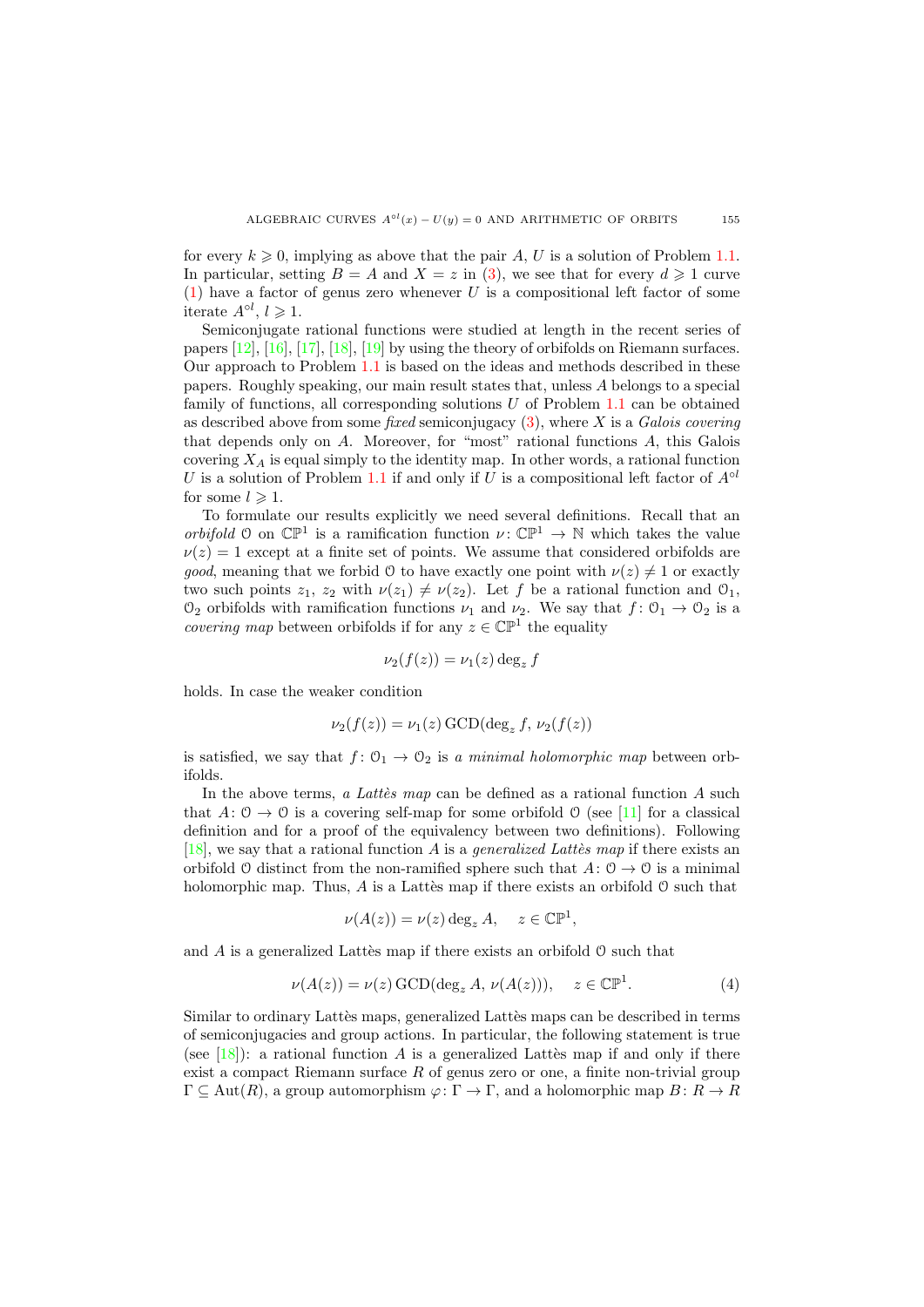for every $k \geqslant 0$, implying as above that the pair $A$, $U$ is a solution of Problem 1.1. In particular, setting $B = A$ and $X = z$ in (3), we see that for every $d \geqslant 1$ curve (1) have a factor of genus zero whenever $U$ is a compositional left factor of some iterate $A^{\circ l}$, $l \geqslant 1$.

Semiconjugate rational functions were studied at length in the recent series of papers [12], [16], [17], [18], [19] by using the theory of orbifolds on Riemann surfaces. Our approach to Problem 1.1 is based on the ideas and methods described in these papers. Roughly speaking, our main result states that, unless $A$ belongs to a special family of functions, all corresponding solutions $U$ of Problem 1.1 can be obtained as described above from some *fixed* semiconjugacy (3), where $X$ is a *Galois covering* that depends only on $A$. Moreover, for "most" rational functions $A$, this Galois covering $X_A$ is equal simply to the identity map. In other words, a rational function $U$ is a solution of Problem 1.1 if and only if $U$ is a compositional left factor of $A^{\circ l}$ for some $l \geqslant 1$.

To formulate our results explicitly we need several definitions. Recall that an *orbifold* $\mathcal{O}$ on $\mathbb{CP}^1$ is a ramification function $\nu\colon \mathbb{CP}^1 \to \mathbb{N}$ which takes the value $\nu(z) = 1$ except at a finite set of points. We assume that considered orbifolds are *good*, meaning that we forbid $\mathcal{O}$ to have exactly one point with $\nu(z) \neq 1$ or exactly two such points $z_1$, $z_2$ with $\nu(z_1) \neq \nu(z_2)$. Let $f$ be a rational function and $\mathcal{O}_1$, $\mathcal{O}_2$ orbifolds with ramification functions $\nu_1$ and $\nu_2$. We say that $f\colon \mathcal{O}_1 \to \mathcal{O}_2$ is a *covering map* between orbifolds if for any $z \in \mathbb{CP}^1$ the equality

$$\nu_2(f(z)) = \nu_1(z) \deg_z f$$

holds. In case the weaker condition

$$\nu_2(f(z)) = \nu_1(z)\, \mathrm{GCD}(\deg_z f,\, \nu_2(f(z))$$

is satisfied, we say that $f\colon \mathcal{O}_1 \to \mathcal{O}_2$ is *a minimal holomorphic map* between orbifolds.

In the above terms, *a Lattès map* can be defined as a rational function $A$ such that $A\colon \mathcal{O} \to \mathcal{O}$ is a covering self-map for some orbifold $\mathcal{O}$ (see [11] for a classical definition and for a proof of the equivalency between two definitions). Following [18], we say that a rational function $A$ is a *generalized Lattès map* if there exists an orbifold $\mathcal{O}$ distinct from the non-ramified sphere such that $A\colon \mathcal{O} \to \mathcal{O}$ is a minimal holomorphic map. Thus, $A$ is a Lattès map if there exists an orbifold $\mathcal{O}$ such that

$$\nu(A(z)) = \nu(z) \deg_z A, \quad z \in \mathbb{CP}^1,$$

and $A$ is a generalized Lattès map if there exists an orbifold $\mathcal{O}$ such that

$$\nu(A(z)) = \nu(z)\, \mathrm{GCD}(\deg_z A,\, \nu(A(z))), \quad z \in \mathbb{CP}^1. \tag{4}$$

Similar to ordinary Lattès maps, generalized Lattès maps can be described in terms of semiconjugacies and group actions. In particular, the following statement is true (see [18]): a rational function $A$ is a generalized Lattès map if and only if there exist a compact Riemann surface $R$ of genus zero or one, a finite non-trivial group $\Gamma \subseteq \mathrm{Aut}(R)$, a group automorphism $\varphi\colon \Gamma \to \Gamma$, and a holomorphic map $B\colon R \to R$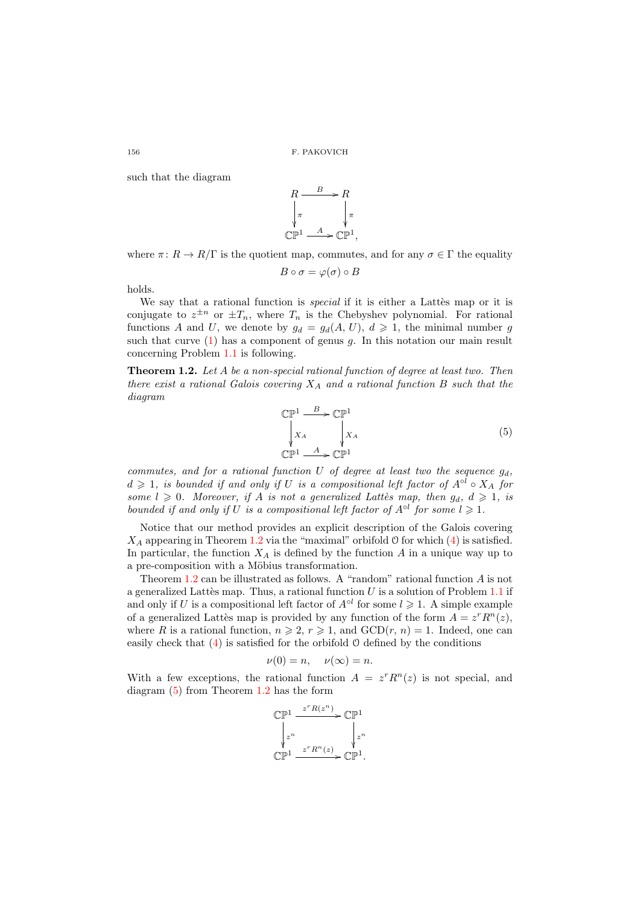such that the diagram

$$
\begin{array}{ccc}
R & \xrightarrow{B} & R \\
\Big\downarrow{\scriptstyle \pi} & & \Big\downarrow{\scriptstyle \pi} \\
\mathbb{CP}^1 & \xrightarrow{A} & \mathbb{CP}^1,
\end{array}
$$

where $\pi\colon R \to R/\Gamma$ is the quotient map, commutes, and for any $\sigma \in \Gamma$ the equality

$$B \circ \sigma = \varphi(\sigma) \circ B$$

holds.

We say that a rational function is *special* if it is either a Lattès map or it is conjugate to $z^{\pm n}$ or $\pm T_n$, where $T_n$ is the Chebyshev polynomial. For rational functions $A$ and $U$, we denote by $g_d = g_d(A, U)$, $d \geqslant 1$, the minimal number $g$ such that curve (1) has a component of genus $g$. In this notation our main result concerning Problem 1.1 is following.

**Theorem 1.2.** *Let $A$ be a non-special rational function of degree at least two. Then there exist a rational Galois covering $X_A$ and a rational function $B$ such that the diagram*

$$
\begin{array}{ccc}
\mathbb{CP}^1 & \xrightarrow{B} & \mathbb{CP}^1 \\
\Big\downarrow{\scriptstyle X_A} & & \Big\downarrow{\scriptstyle X_A} \\
\mathbb{CP}^1 & \xrightarrow{A} & \mathbb{CP}^1
\end{array}
\tag{5}
$$

*commutes, and for a rational function $U$ of degree at least two the sequence $g_d$, $d \geqslant 1$, is bounded if and only if $U$ is a compositional left factor of $A^{\circ l} \circ X_A$ for some $l \geqslant 0$. Moreover, if $A$ is not a generalized Lattès map, then $g_d$, $d \geqslant 1$, is bounded if and only if $U$ is a compositional left factor of $A^{\circ l}$ for some $l \geqslant 1$.*

Notice that our method provides an explicit description of the Galois covering $X_A$ appearing in Theorem 1.2 via the "maximal" orbifold $\mathcal{O}$ for which (4) is satisfied. In particular, the function $X_A$ is defined by the function $A$ in a unique way up to a pre-composition with a Möbius transformation.

Theorem 1.2 can be illustrated as follows. A "random" rational function $A$ is not a generalized Lattès map. Thus, a rational function $U$ is a solution of Problem 1.1 if and only if $U$ is a compositional left factor of $A^{\circ l}$ for some $l \geqslant 1$. A simple example of a generalized Lattès map is provided by any function of the form $A = z^r R^n(z)$, where $R$ is a rational function, $n \geqslant 2$, $r \geqslant 1$, and $\mathrm{GCD}(r, n) = 1$. Indeed, one can easily check that (4) is satisfied for the orbifold $\mathcal{O}$ defined by the conditions

$$\nu(0) = n, \quad \nu(\infty) = n.$$

With a few exceptions, the rational function $A = z^r R^n(z)$ is not special, and diagram (5) from Theorem 1.2 has the form

$$
\begin{array}{ccc}
\mathbb{CP}^1 & \xrightarrow{z^r R(z^n)} & \mathbb{CP}^1 \\
\Big\downarrow{\scriptstyle z^n} & & \Big\downarrow{\scriptstyle z^n} \\
\mathbb{CP}^1 & \xrightarrow{z^r R^n(z)} & \mathbb{CP}^1.
\end{array}
$$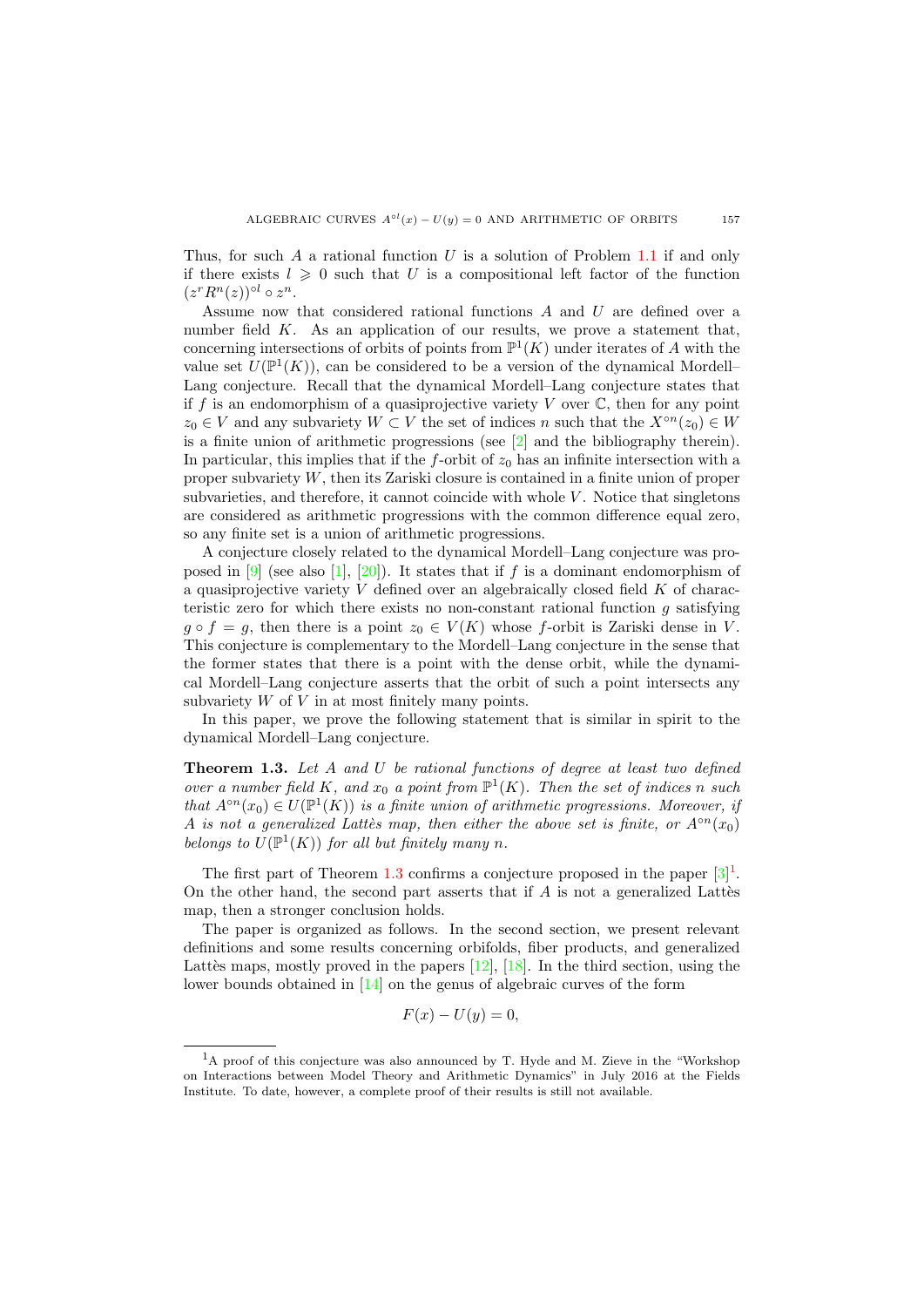Thus, for such $A$ a rational function $U$ is a solution of Problem 1.1 if and only if there exists $l \geqslant 0$ such that $U$ is a compositional left factor of the function $(z^r R^n(z))^{\circ l} \circ z^n$.

Assume now that considered rational functions $A$ and $U$ are defined over a number field $K$. As an application of our results, we prove a statement that, concerning intersections of orbits of points from $\mathbb{P}^1(K)$ under iterates of $A$ with the value set $U(\mathbb{P}^1(K))$, can be considered to be a version of the dynamical Mordell–Lang conjecture. Recall that the dynamical Mordell–Lang conjecture states that if $f$ is an endomorphism of a quasiprojective variety $V$ over $\mathbb{C}$, then for any point $z_0 \in V$ and any subvariety $W \subset V$ the set of indices $n$ such that the $X^{\circ n}(z_0) \in W$ is a finite union of arithmetic progressions (see [2] and the bibliography therein). In particular, this implies that if the $f$-orbit of $z_0$ has an infinite intersection with a proper subvariety $W$, then its Zariski closure is contained in a finite union of proper subvarieties, and therefore, it cannot coincide with whole $V$. Notice that singletons are considered as arithmetic progressions with the common difference equal zero, so any finite set is a union of arithmetic progressions.

A conjecture closely related to the dynamical Mordell–Lang conjecture was proposed in [9] (see also [1], [20]). It states that if $f$ is a dominant endomorphism of a quasiprojective variety $V$ defined over an algebraically closed field $K$ of characteristic zero for which there exists no non-constant rational function $g$ satisfying $g \circ f = g$, then there is a point $z_0 \in V(K)$ whose $f$-orbit is Zariski dense in $V$. This conjecture is complementary to the Mordell–Lang conjecture in the sense that the former states that there is a point with the dense orbit, while the dynamical Mordell–Lang conjecture asserts that the orbit of such a point intersects any subvariety $W$ of $V$ in at most finitely many points.

In this paper, we prove the following statement that is similar in spirit to the dynamical Mordell–Lang conjecture.

**Theorem 1.3.** *Let $A$ and $U$ be rational functions of degree at least two defined over a number field $K$, and $x_0$ a point from $\mathbb{P}^1(K)$. Then the set of indices $n$ such that $A^{\circ n}(x_0) \in U(\mathbb{P}^1(K))$ is a finite union of arithmetic progressions. Moreover, if $A$ is not a generalized Lattès map, then either the above set is finite, or $A^{\circ n}(x_0)$ belongs to $U(\mathbb{P}^1(K))$ for all but finitely many $n$.*

The first part of Theorem 1.3 confirms a conjecture proposed in the paper [3][1]. On the other hand, the second part asserts that if $A$ is not a generalized Lattès map, then a stronger conclusion holds.

The paper is organized as follows. In the second section, we present relevant definitions and some results concerning orbifolds, fiber products, and generalized Lattès maps, mostly proved in the papers [12], [18]. In the third section, using the lower bounds obtained in [14] on the genus of algebraic curves of the form

$$F(x) - U(y) = 0,$$

[1] A proof of this conjecture was also announced by T. Hyde and M. Zieve in the "Workshop on Interactions between Model Theory and Arithmetic Dynamics" in July 2016 at the Fields Institute. To date, however, a complete proof of their results is still not available.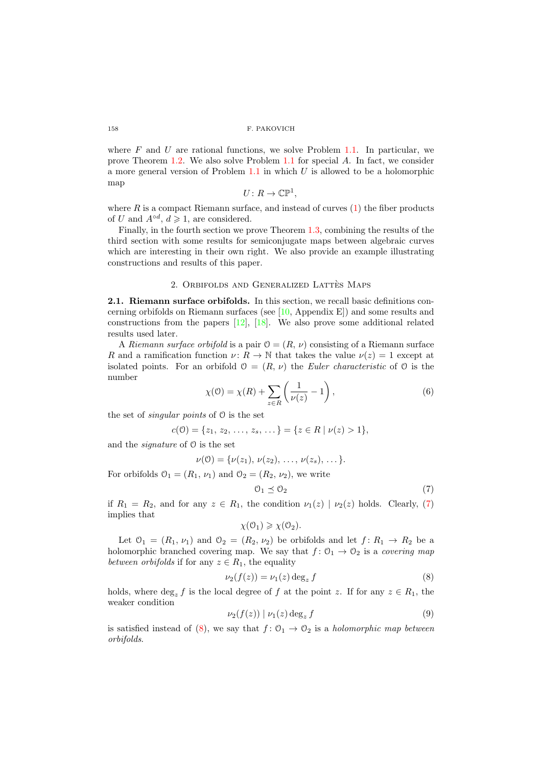where $F$ and $U$ are rational functions, we solve Problem 1.1. In particular, we prove Theorem 1.2. We also solve Problem 1.1 for special $A$. In fact, we consider a more general version of Problem 1.1 in which $U$ is allowed to be a holomorphic map

$$U\colon R \to \mathbb{CP}^1,$$

where $R$ is a compact Riemann surface, and instead of curves (1) the fiber products of $U$ and $A^{\circ d}$, $d \geqslant 1$, are considered.

Finally, in the fourth section we prove Theorem 1.3, combining the results of the third section with some results for semiconjugate maps between algebraic curves which are interesting in their own right. We also provide an example illustrating constructions and results of this paper.

## 2. Orbifolds and Generalized Lattès Maps

**2.1. Riemann surface orbifolds.** In this section, we recall basic definitions concerning orbifolds on Riemann surfaces (see [10, Appendix E]) and some results and constructions from the papers [12], [18]. We also prove some additional related results used later.

A *Riemann surface orbifold* is a pair $\mathcal{O} = (R, \nu)$ consisting of a Riemann surface $R$ and a ramification function $\nu\colon R \to \mathbb{N}$ that takes the value $\nu(z) = 1$ except at isolated points. For an orbifold $\mathcal{O} = (R, \nu)$ the *Euler characteristic* of $\mathcal{O}$ is the number

$$\chi(\mathcal{O}) = \chi(R) + \sum_{z\in R} \left(\frac{1}{\nu(z)} - 1\right), \tag{6}$$

the set of *singular points* of $\mathcal{O}$ is the set

$$c(\mathcal{O}) = \{z_1, z_2, \dots, z_s, \dots\} = \{z \in R \mid \nu(z) > 1\},$$

and the *signature* of $\mathcal{O}$ is the set

$$\nu(\mathcal{O}) = \{\nu(z_1), \nu(z_2), \dots, \nu(z_s), \dots\}.$$

For orbifolds $\mathcal{O}_1 = (R_1, \nu_1)$ and $\mathcal{O}_2 = (R_2, \nu_2)$, we write

$$\mathcal{O}_1 \preceq \mathcal{O}_2 \tag{7}$$

if $R_1 = R_2$, and for any $z \in R_1$, the condition $\nu_1(z) \mid \nu_2(z)$ holds. Clearly, (7) implies that

$$\chi(\mathcal{O}_1) \geqslant \chi(\mathcal{O}_2).$$

Let $\mathcal{O}_1 = (R_1, \nu_1)$ and $\mathcal{O}_2 = (R_2, \nu_2)$ be orbifolds and let $f\colon R_1 \to R_2$ be a holomorphic branched covering map. We say that $f\colon \mathcal{O}_1 \to \mathcal{O}_2$ is a *covering map between orbifolds* if for any $z \in R_1$, the equality

$$\nu_2(f(z)) = \nu_1(z) \deg_z f \tag{8}$$

holds, where $\deg_z f$ is the local degree of $f$ at the point $z$. If for any $z \in R_1$, the weaker condition

$$\nu_2(f(z)) \mid \nu_1(z) \deg_z f \tag{9}$$

is satisfied instead of (8), we say that $f\colon \mathcal{O}_1 \to \mathcal{O}_2$ is a *holomorphic map between orbifolds*.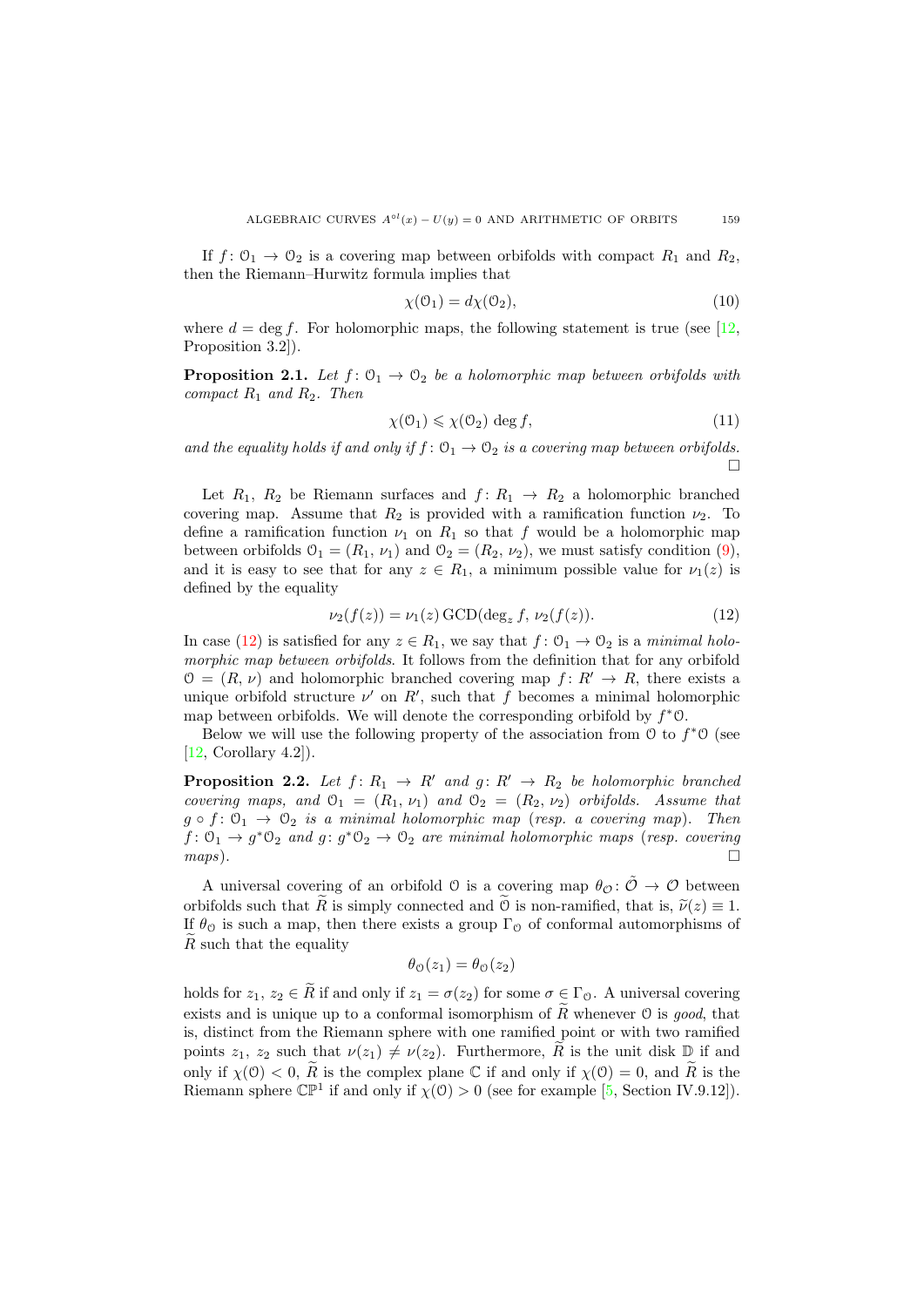If $f\colon \mathcal{O}_1 \to \mathcal{O}_2$ is a covering map between orbifolds with compact $R_1$ and $R_2$, then the Riemann–Hurwitz formula implies that

$$\chi(\mathcal{O}_1) = d\chi(\mathcal{O}_2), \tag{10}$$

where $d = \deg f$. For holomorphic maps, the following statement is true (see [12, Proposition 3.2]).

**Proposition 2.1.** *Let $f\colon \mathcal{O}_1 \to \mathcal{O}_2$ be a holomorphic map between orbifolds with compact $R_1$ and $R_2$. Then*

$$\chi(\mathcal{O}_1) \leqslant \chi(\mathcal{O}_2) \deg f, \tag{11}$$

*and the equality holds if and only if $f\colon \mathcal{O}_1 \to \mathcal{O}_2$ is a covering map between orbifolds.* □

Let $R_1$, $R_2$ be Riemann surfaces and $f\colon R_1 \to R_2$ a holomorphic branched covering map. Assume that $R_2$ is provided with a ramification function $\nu_2$. To define a ramification function $\nu_1$ on $R_1$ so that $f$ would be a holomorphic map between orbifolds $\mathcal{O}_1 = (R_1, \nu_1)$ and $\mathcal{O}_2 = (R_2, \nu_2)$, we must satisfy condition (9), and it is easy to see that for any $z \in R_1$, a minimum possible value for $\nu_1(z)$ is defined by the equality

$$\nu_2(f(z)) = \nu_1(z)\,\mathrm{GCD}(\deg_z f,\, \nu_2(f(z))). \tag{12}$$

In case (12) is satisfied for any $z \in R_1$, we say that $f\colon \mathcal{O}_1 \to \mathcal{O}_2$ is a *minimal holomorphic map between orbifolds*. It follows from the definition that for any orbifold $\mathcal{O} = (R, \nu)$ and holomorphic branched covering map $f\colon R' \to R$, there exists a unique orbifold structure $\nu'$ on $R'$, such that $f$ becomes a minimal holomorphic map between orbifolds. We will denote the corresponding orbifold by $f^*\mathcal{O}$.

Below we will use the following property of the association from $\mathcal{O}$ to $f^*\mathcal{O}$ (see [12, Corollary 4.2]).

**Proposition 2.2.** *Let $f\colon R_1 \to R'$ and $g\colon R' \to R_2$ be holomorphic branched covering maps, and $\mathcal{O}_1 = (R_1, \nu_1)$ and $\mathcal{O}_2 = (R_2, \nu_2)$ orbifolds. Assume that $g \circ f\colon \mathcal{O}_1 \to \mathcal{O}_2$ is a minimal holomorphic map (resp. a covering map). Then $f\colon \mathcal{O}_1 \to g^*\mathcal{O}_2$ and $g\colon g^*\mathcal{O}_2 \to \mathcal{O}_2$ are minimal holomorphic maps (resp. covering maps).* □

A universal covering of an orbifold $\mathcal{O}$ is a covering map $\theta_{\mathcal{O}}\colon \tilde{\mathcal{O}} \to \mathcal{O}$ between orbifolds such that $\widetilde{R}$ is simply connected and $\widetilde{\mathcal{O}}$ is non-ramified, that is, $\widetilde{\nu}(z) \equiv 1$. If $\theta_{\mathcal{O}}$ is such a map, then there exists a group $\Gamma_{\mathcal{O}}$ of conformal automorphisms of $\widetilde{R}$ such that the equality

$$\theta_{\mathcal{O}}(z_1) = \theta_{\mathcal{O}}(z_2)$$

holds for $z_1, z_2 \in \widetilde{R}$ if and only if $z_1 = \sigma(z_2)$ for some $\sigma \in \Gamma_{\mathcal{O}}$. A universal covering exists and is unique up to a conformal isomorphism of $\widetilde{R}$ whenever $\mathcal{O}$ is *good*, that is, distinct from the Riemann sphere with one ramified point or with two ramified points $z_1$, $z_2$ such that $\nu(z_1) \neq \nu(z_2)$. Furthermore, $\widetilde{R}$ is the unit disk $\mathbb{D}$ if and only if $\chi(\mathcal{O}) < 0$, $\widetilde{R}$ is the complex plane $\mathbb{C}$ if and only if $\chi(\mathcal{O}) = 0$, and $\widetilde{R}$ is the Riemann sphere $\mathbb{CP}^1$ if and only if $\chi(\mathcal{O}) > 0$ (see for example [5, Section IV.9.12]).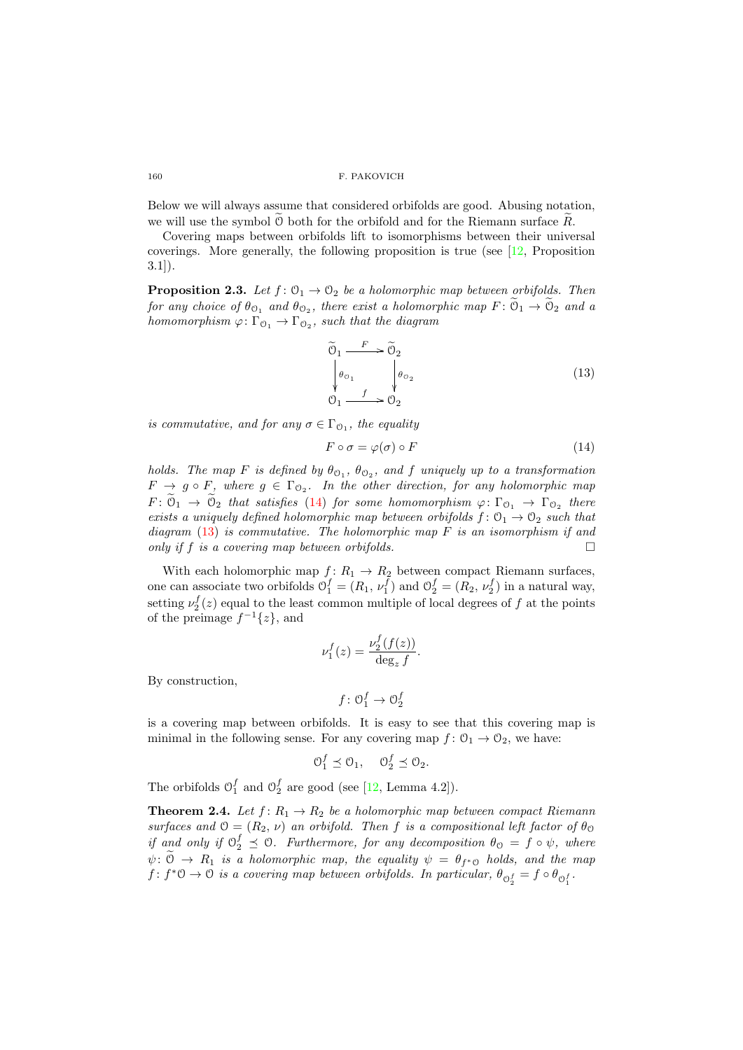Below we will always assume that considered orbifolds are good. Abusing notation, we will use the symbol $\widetilde{\mathcal{O}}$ both for the orbifold and for the Riemann surface $\widetilde{R}$.

Covering maps between orbifolds lift to isomorphisms between their universal coverings. More generally, the following proposition is true (see [12, Proposition 3.1]).

**Proposition 2.3.** *Let $f\colon \mathcal{O}_1 \to \mathcal{O}_2$ be a holomorphic map between orbifolds. Then for any choice of $\theta_{\mathcal{O}_1}$ and $\theta_{\mathcal{O}_2}$, there exist a holomorphic map $F\colon \widetilde{\mathcal{O}}_1 \to \widetilde{\mathcal{O}}_2$ and a homomorphism $\varphi\colon \Gamma_{\mathcal{O}_1} \to \Gamma_{\mathcal{O}_2}$, such that the diagram*

$$\begin{array}{ccc} \widetilde{\mathcal{O}}_1 & \xrightarrow{F} & \widetilde{\mathcal{O}}_2 \\ \downarrow{\scriptstyle \theta_{\mathcal{O}_1}} & & \downarrow{\scriptstyle \theta_{\mathcal{O}_2}} \\ \mathcal{O}_1 & \xrightarrow{f} & \mathcal{O}_2 \end{array} \tag{13}$$

*is commutative, and for any $\sigma \in \Gamma_{\mathcal{O}_1}$, the equality*

$$F \circ \sigma = \varphi(\sigma) \circ F \tag{14}$$

*holds. The map $F$ is defined by $\theta_{\mathcal{O}_1}$, $\theta_{\mathcal{O}_2}$, and $f$ uniquely up to a transformation $F \to g \circ F$, where $g \in \Gamma_{\mathcal{O}_2}$. In the other direction, for any holomorphic map $F\colon \widetilde{\mathcal{O}}_1 \to \widetilde{\mathcal{O}}_2$ that satisfies (14) for some homomorphism $\varphi\colon \Gamma_{\mathcal{O}_1} \to \Gamma_{\mathcal{O}_2}$ there exists a uniquely defined holomorphic map between orbifolds $f\colon \mathcal{O}_1 \to \mathcal{O}_2$ such that diagram (13) is commutative. The holomorphic map $F$ is an isomorphism if and only if $f$ is a covering map between orbifolds.* $\square$

With each holomorphic map $f\colon R_1 \to R_2$ between compact Riemann surfaces, one can associate two orbifolds $\mathcal{O}_1^f = (R_1, \nu_1^f)$ and $\mathcal{O}_2^f = (R_2, \nu_2^f)$ in a natural way, setting $\nu_2^f(z)$ equal to the least common multiple of local degrees of $f$ at the points of the preimage $f^{-1}\{z\}$, and

$$\nu_1^f(z) = \frac{\nu_2^f(f(z))}{\deg_z f}.$$

By construction,

$$f\colon \mathcal{O}_1^f \to \mathcal{O}_2^f$$

is a covering map between orbifolds. It is easy to see that this covering map is minimal in the following sense. For any covering map $f\colon \mathcal{O}_1 \to \mathcal{O}_2$, we have:

$$\mathcal{O}_1^f \preceq \mathcal{O}_1, \quad \mathcal{O}_2^f \preceq \mathcal{O}_2.$$

The orbifolds $\mathcal{O}_1^f$ and $\mathcal{O}_2^f$ are good (see [12, Lemma 4.2]).

**Theorem 2.4.** *Let $f\colon R_1 \to R_2$ be a holomorphic map between compact Riemann surfaces and $\mathcal{O} = (R_2, \nu)$ an orbifold. Then $f$ is a compositional left factor of $\theta_{\mathcal{O}}$ if and only if $\mathcal{O}_2^f \preceq \mathcal{O}$. Furthermore, for any decomposition $\theta_{\mathcal{O}} = f \circ \psi$, where $\psi\colon \widetilde{\mathcal{O}} \to R_1$ is a holomorphic map, the equality $\psi = \theta_{f^*\mathcal{O}}$ holds, and the map $f\colon f^*\mathcal{O} \to \mathcal{O}$ is a covering map between orbifolds. In particular, $\theta_{\mathcal{O}_2^f} = f \circ \theta_{\mathcal{O}_1^f}$.*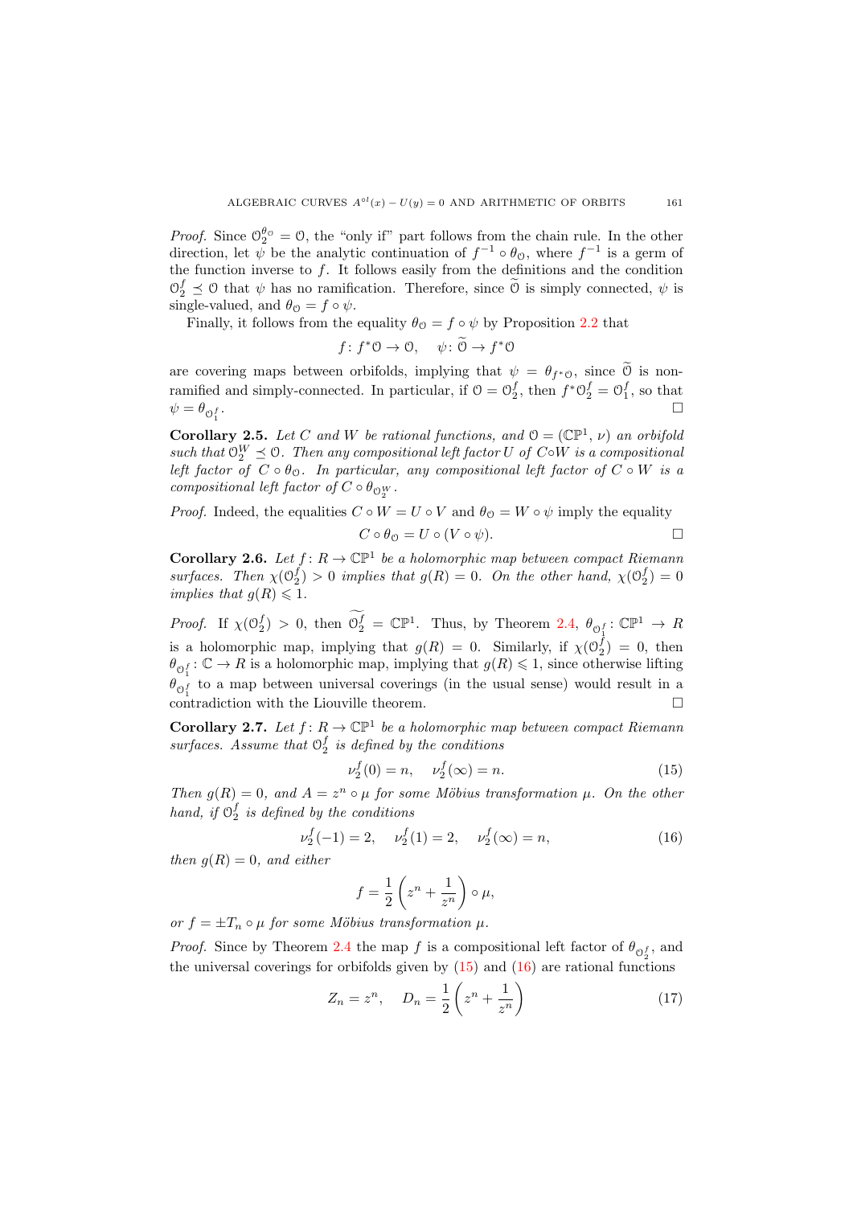*Proof.* Since $\mathcal{O}_2^{\theta_{\mathcal{O}}} = \mathcal{O}$, the "only if" part follows from the chain rule. In the other direction, let $\psi$ be the analytic continuation of $f^{-1} \circ \theta_{\mathcal{O}}$, where $f^{-1}$ is a germ of the function inverse to $f$. It follows easily from the definitions and the condition $\mathcal{O}_2^f \preceq \mathcal{O}$ that $\psi$ has no ramification. Therefore, since $\widetilde{\mathcal{O}}$ is simply connected, $\psi$ is single-valued, and $\theta_{\mathcal{O}} = f \circ \psi$.

Finally, it follows from the equality $\theta_{\mathcal{O}} = f \circ \psi$ by Proposition 2.2 that

$$f\colon f^*\mathcal{O} \to \mathcal{O}, \quad \psi\colon \widetilde{\mathcal{O}} \to f^*\mathcal{O}$$

are covering maps between orbifolds, implying that $\psi = \theta_{f^*\mathcal{O}}$, since $\widetilde{\mathcal{O}}$ is non-ramified and simply-connected. In particular, if $\mathcal{O} = \mathcal{O}_2^f$, then $f^*\mathcal{O}_2^f = \mathcal{O}_1^f$, so that $\psi = \theta_{\mathcal{O}_1^f}$. $\square$

**Corollary 2.5.** *Let $C$ and $W$ be rational functions, and $\mathcal{O} = (\mathbb{CP}^1, \nu)$ an orbifold such that $\mathcal{O}_2^W \preceq \mathcal{O}$. Then any compositional left factor $U$ of $C \circ W$ is a compositional left factor of $C \circ \theta_{\mathcal{O}}$. In particular, any compositional left factor of $C \circ W$ is a compositional left factor of $C \circ \theta_{\mathcal{O}_2^W}$.*

*Proof.* Indeed, the equalities $C \circ W = U \circ V$ and $\theta_{\mathcal{O}} = W \circ \psi$ imply the equality

$$C \circ \theta_{\mathcal{O}} = U \circ (V \circ \psi). \qquad \square$$

**Corollary 2.6.** *Let $f\colon R \to \mathbb{CP}^1$ be a holomorphic map between compact Riemann surfaces. Then $\chi(\mathcal{O}_2^f) > 0$ implies that $g(R) = 0$. On the other hand, $\chi(\mathcal{O}_2^f) = 0$ implies that $g(R) \leqslant 1$.*

*Proof.* If $\chi(\mathcal{O}_2^f) > 0$, then $\widetilde{\mathcal{O}_2^f} = \mathbb{CP}^1$. Thus, by Theorem 2.4, $\theta_{\mathcal{O}_1^f}\colon \mathbb{CP}^1 \to R$ is a holomorphic map, implying that $g(R) = 0$. Similarly, if $\chi(\mathcal{O}_2^f) = 0$, then $\theta_{\mathcal{O}_1^f}\colon \mathbb{C} \to R$ is a holomorphic map, implying that $g(R) \leqslant 1$, since otherwise lifting $\theta_{\mathcal{O}_1^f}$ to a map between universal coverings (in the usual sense) would result in a contradiction with the Liouville theorem. $\square$

**Corollary 2.7.** *Let $f\colon R \to \mathbb{CP}^1$ be a holomorphic map between compact Riemann surfaces. Assume that $\mathcal{O}_2^f$ is defined by the conditions*

$$\nu_2^f(0) = n, \quad \nu_2^f(\infty) = n. \tag{15}$$

*Then $g(R) = 0$, and $A = z^n \circ \mu$ for some Möbius transformation $\mu$. On the other hand, if $\mathcal{O}_2^f$ is defined by the conditions*

$$\nu_2^f(-1) = 2, \quad \nu_2^f(1) = 2, \quad \nu_2^f(\infty) = n, \tag{16}$$

*then $g(R) = 0$, and either*

$$f = \frac{1}{2}\left(z^n + \frac{1}{z^n}\right) \circ \mu,$$

*or $f = \pm T_n \circ \mu$ for some Möbius transformation $\mu$.*

*Proof.* Since by Theorem 2.4 the map $f$ is a compositional left factor of $\theta_{\mathcal{O}_2^f}$, and the universal coverings for orbifolds given by (15) and (16) are rational functions

$$Z_n = z^n, \quad D_n = \frac{1}{2}\left(z^n + \frac{1}{z^n}\right) \tag{17}$$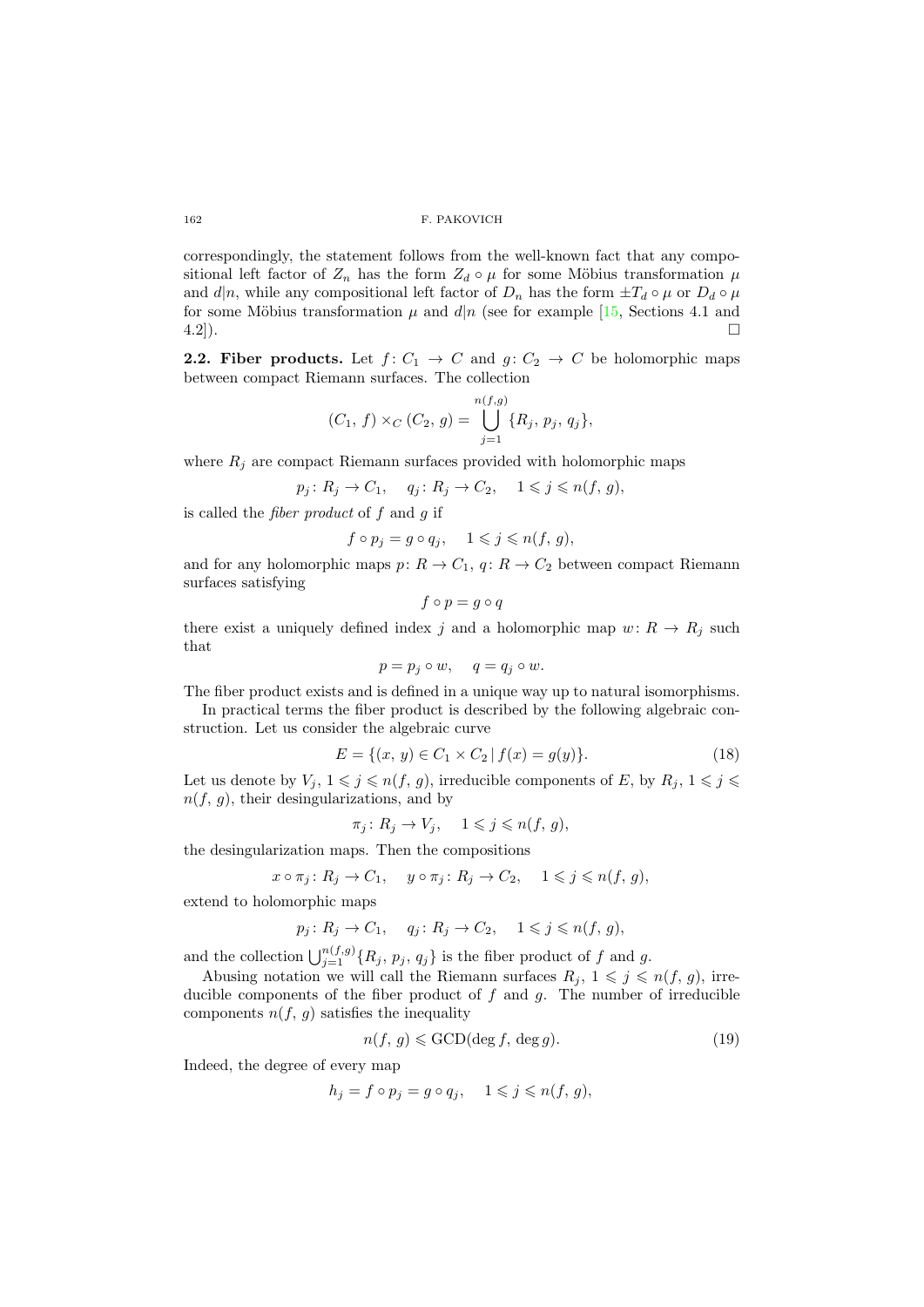correspondingly, the statement follows from the well-known fact that any compositional left factor of $Z_n$ has the form $Z_d \circ \mu$ for some Möbius transformation $\mu$ and $d|n$, while any compositional left factor of $D_n$ has the form $\pm T_d \circ \mu$ or $D_d \circ \mu$ for some Möbius transformation $\mu$ and $d|n$ (see for example [15, Sections 4.1 and 4.2]). $\square$

**2.2. Fiber products.** Let $f\colon C_1 \to C$ and $g\colon C_2 \to C$ be holomorphic maps between compact Riemann surfaces. The collection

$$(C_1,\, f) \times_C (C_2,\, g) = \bigcup_{j=1}^{n(f,g)} \{R_j,\, p_j,\, q_j\},$$

where $R_j$ are compact Riemann surfaces provided with holomorphic maps

$$p_j\colon R_j \to C_1, \quad q_j\colon R_j \to C_2, \quad 1 \leqslant j \leqslant n(f,\, g),$$

is called the *fiber product* of $f$ and $g$ if

$$f \circ p_j = g \circ q_j, \quad 1 \leqslant j \leqslant n(f,\, g),$$

and for any holomorphic maps $p\colon R \to C_1$, $q\colon R \to C_2$ between compact Riemann surfaces satisfying

$$f \circ p = g \circ q$$

there exist a uniquely defined index $j$ and a holomorphic map $w\colon R \to R_j$ such that

$$p = p_j \circ w, \quad q = q_j \circ w.$$

The fiber product exists and is defined in a unique way up to natural isomorphisms.

In practical terms the fiber product is described by the following algebraic construction. Let us consider the algebraic curve

$$E = \{(x,\, y) \in C_1 \times C_2 \,|\, f(x) = g(y)\}. \tag{18}$$

Let us denote by $V_j$, $1 \leqslant j \leqslant n(f,\, g)$, irreducible components of $E$, by $R_j$, $1 \leqslant j \leqslant n(f,\, g)$, their desingularizations, and by

$$\pi_j\colon R_j \to V_j, \quad 1 \leqslant j \leqslant n(f,\, g),$$

the desingularization maps. Then the compositions

$$x \circ \pi_j\colon R_j \to C_1, \quad y \circ \pi_j\colon R_j \to C_2, \quad 1 \leqslant j \leqslant n(f,\, g),$$

extend to holomorphic maps

$$p_j\colon R_j \to C_1, \quad q_j\colon R_j \to C_2, \quad 1 \leqslant j \leqslant n(f,\, g),$$

and the collection $\bigcup_{j=1}^{n(f,g)} \{R_j,\, p_j,\, q_j\}$ is the fiber product of $f$ and $g$.

Abusing notation we will call the Riemann surfaces $R_j$, $1 \leqslant j \leqslant n(f,\, g)$, irreducible components of the fiber product of $f$ and $g$. The number of irreducible components $n(f,\, g)$ satisfies the inequality

$$n(f,\, g) \leqslant \mathrm{GCD}(\deg f,\, \deg g). \tag{19}$$

Indeed, the degree of every map

$$h_j = f \circ p_j = g \circ q_j, \quad 1 \leqslant j \leqslant n(f,\, g),$$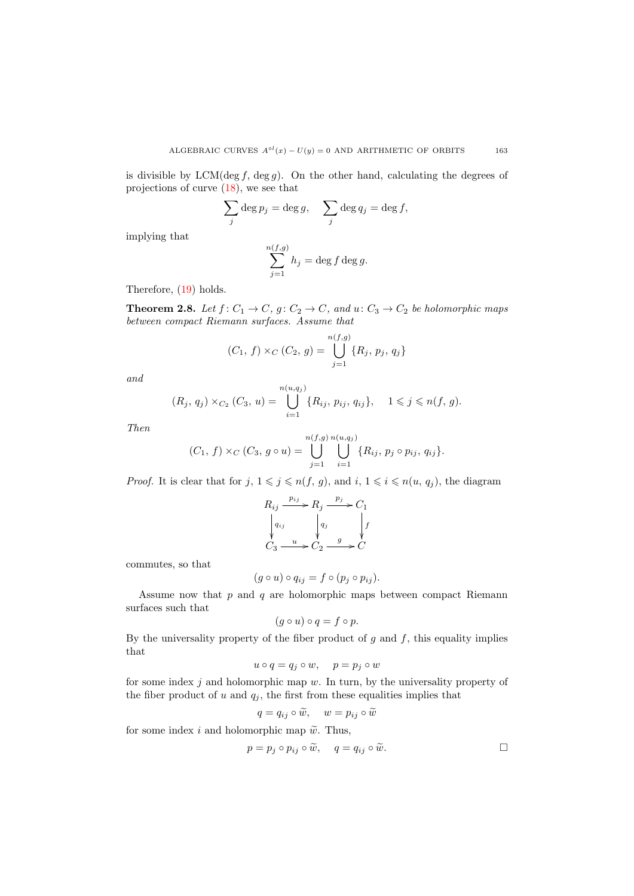is divisible by $\mathrm{LCM}(\deg f, \deg g)$. On the other hand, calculating the degrees of projections of curve (18), we see that

$$\sum_j \deg p_j = \deg g, \quad \sum_j \deg q_j = \deg f,$$

implying that

$$\sum_{j=1}^{n(f,g)} h_j = \deg f \deg g.$$

Therefore, (19) holds.

**Theorem 2.8.** *Let $f\colon C_1 \to C$, $g\colon C_2 \to C$, and $u\colon C_3 \to C_2$ be holomorphic maps between compact Riemann surfaces. Assume that*

$$(C_1,\, f) \times_C (C_2,\, g) = \bigcup_{j=1}^{n(f,g)} \{R_j,\, p_j,\, q_j\}$$

*and*

$$(R_j,\, q_j) \times_{C_2} (C_3,\, u) = \bigcup_{i=1}^{n(u,q_j)} \{R_{ij},\, p_{ij},\, q_{ij}\}, \quad 1 \leqslant j \leqslant n(f,\, g).$$

*Then*

$$(C_1,\, f) \times_C (C_3,\, g \circ u) = \bigcup_{j=1}^{n(f,g)} \bigcup_{i=1}^{n(u,q_j)} \{R_{ij},\, p_j \circ p_{ij},\, q_{ij}\}.$$

*Proof.* It is clear that for $j$, $1 \leqslant j \leqslant n(f,\, g)$, and $i$, $1 \leqslant i \leqslant n(u,\, q_j)$, the diagram

$$\begin{array}{ccccc}
R_{ij} & \xrightarrow{p_{ij}} & R_j & \xrightarrow{p_j} & C_1 \\
\downarrow{\scriptstyle q_{ij}} & & \downarrow{\scriptstyle q_j} & & \downarrow{\scriptstyle f} \\
C_3 & \xrightarrow{u} & C_2 & \xrightarrow{g} & C
\end{array}$$

commutes, so that

$$(g \circ u) \circ q_{ij} = f \circ (p_j \circ p_{ij}).$$

Assume now that $p$ and $q$ are holomorphic maps between compact Riemann surfaces such that

$$(g \circ u) \circ q = f \circ p.$$

By the universality property of the fiber product of $g$ and $f$, this equality implies that

$$u \circ q = q_j \circ w, \quad p = p_j \circ w$$

for some index $j$ and holomorphic map $w$. In turn, by the universality property of the fiber product of $u$ and $q_j$, the first from these equalities implies that

$$q = q_{ij} \circ \widetilde{w}, \quad w = p_{ij} \circ \widetilde{w}$$

for some index $i$ and holomorphic map $\widetilde{w}$. Thus,

$$p = p_j \circ p_{ij} \circ \widetilde{w}, \quad q = q_{ij} \circ \widetilde{w}.$$

□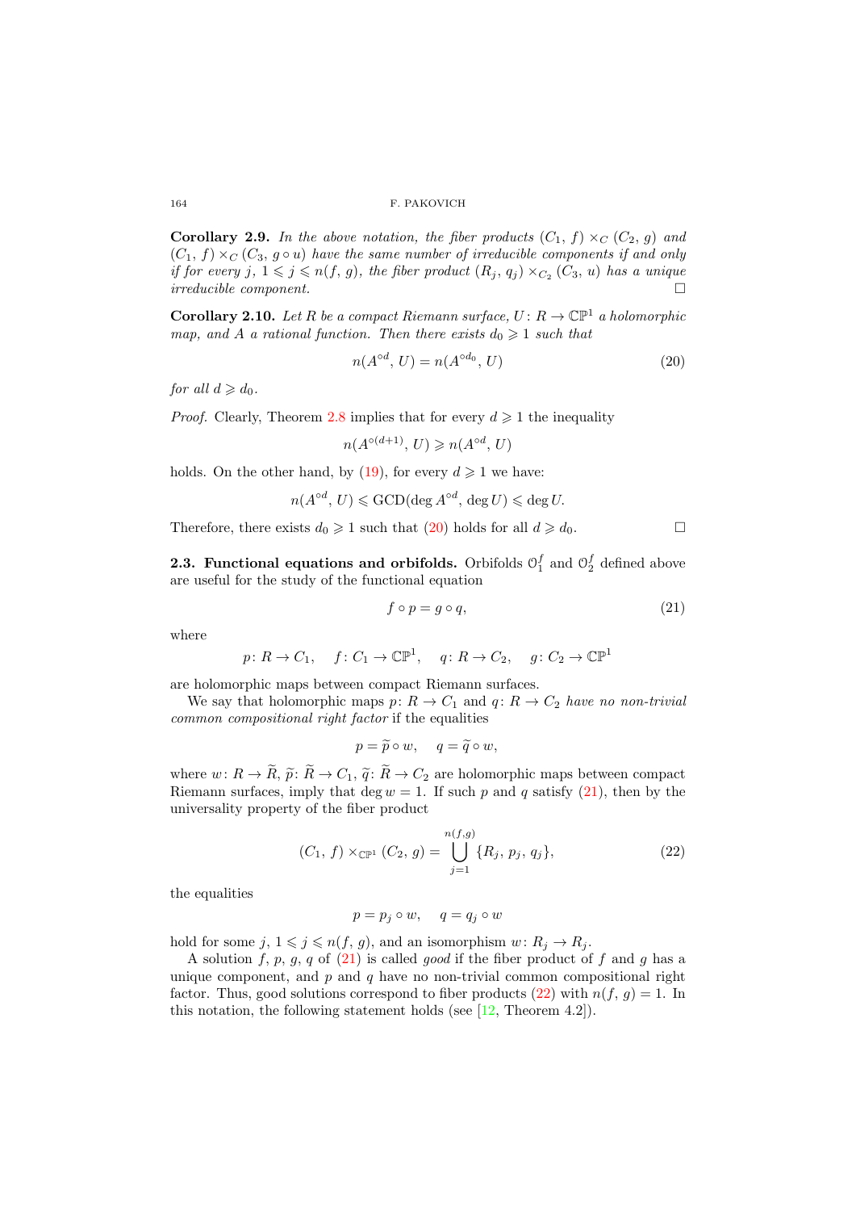**Corollary 2.9.** *In the above notation, the fiber products $(C_1, f) \times_C (C_2, g)$ and $(C_1, f) \times_C (C_3, g \circ u)$ have the same number of irreducible components if and only if for every $j$, $1 \leqslant j \leqslant n(f, g)$, the fiber product $(R_j, q_j) \times_{C_2} (C_3, u)$ has a unique irreducible component.* $\square$

**Corollary 2.10.** *Let $R$ be a compact Riemann surface, $U\colon R \to \mathbb{CP}^1$ a holomorphic map, and $A$ a rational function. Then there exists $d_0 \geqslant 1$ such that*

$$n(A^{\circ d}, U) = n(A^{\circ d_0}, U) \tag{20}$$

*for all $d \geqslant d_0$.*

*Proof.* Clearly, Theorem 2.8 implies that for every $d \geqslant 1$ the inequality

$$n(A^{\circ (d+1)}, U) \geqslant n(A^{\circ d}, U)$$

holds. On the other hand, by (19), for every $d \geqslant 1$ we have:

$$n(A^{\circ d}, U) \leqslant \mathrm{GCD}(\deg A^{\circ d}, \deg U) \leqslant \deg U.$$

Therefore, there exists $d_0 \geqslant 1$ such that (20) holds for all $d \geqslant d_0$. $\square$

### 2.3. Functional equations and orbifolds.

Orbifolds $\mathcal{O}_1^f$ and $\mathcal{O}_2^f$ defined above are useful for the study of the functional equation

$$f \circ p = g \circ q, \tag{21}$$

where

$$p\colon R \to C_1, \quad f\colon C_1 \to \mathbb{CP}^1, \quad q\colon R \to C_2, \quad g\colon C_2 \to \mathbb{CP}^1$$

are holomorphic maps between compact Riemann surfaces.

We say that holomorphic maps $p\colon R \to C_1$ and $q\colon R \to C_2$ *have no non-trivial common compositional right factor* if the equalities

$$p = \widetilde{p} \circ w, \quad q = \widetilde{q} \circ w,$$

where $w\colon R \to \widetilde{R}$, $\widetilde{p}\colon \widetilde{R} \to C_1$, $\widetilde{q}\colon \widetilde{R} \to C_2$ are holomorphic maps between compact Riemann surfaces, imply that $\deg w = 1$. If such $p$ and $q$ satisfy (21), then by the universality property of the fiber product

$$(C_1, f) \times_{\mathbb{CP}^1} (C_2, g) = \bigcup_{j=1}^{n(f,g)} \{R_j, p_j, q_j\}, \tag{22}$$

the equalities

$$p = p_j \circ w, \quad q = q_j \circ w$$

hold for some $j$, $1 \leqslant j \leqslant n(f, g)$, and an isomorphism $w\colon R_j \to R_j$.

A solution $f$, $p$, $g$, $q$ of (21) is called *good* if the fiber product of $f$ and $g$ has a unique component, and $p$ and $q$ have no non-trivial common compositional right factor. Thus, good solutions correspond to fiber products (22) with $n(f, g) = 1$. In this notation, the following statement holds (see [12, Theorem 4.2]).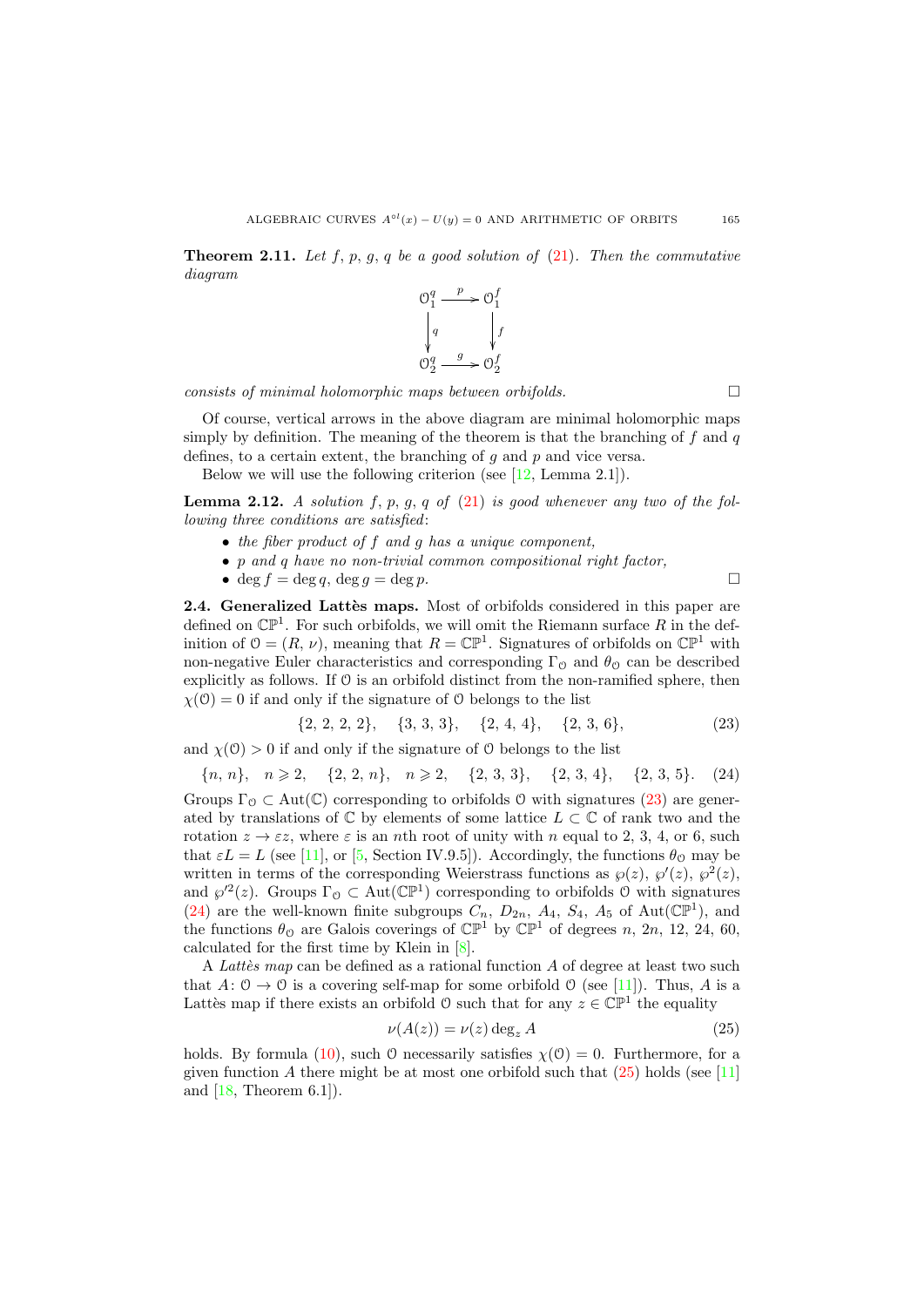**Theorem 2.11.** *Let $f$, $p$, $g$, $q$ be a good solution of (21). Then the commutative diagram*

$$\begin{array}{ccc} \mathcal{O}_1^q & \xrightarrow{\;p\;} & \mathcal{O}_1^f \\ \Big\downarrow q & & \Big\downarrow f \\ \mathcal{O}_2^q & \xrightarrow{\;g\;} & \mathcal{O}_2^f \end{array}$$

*consists of minimal holomorphic maps between orbifolds.* □

Of course, vertical arrows in the above diagram are minimal holomorphic maps simply by definition. The meaning of the theorem is that the branching of $f$ and $q$ defines, to a certain extent, the branching of $g$ and $p$ and vice versa.

Below we will use the following criterion (see [12, Lemma 2.1]).

**Lemma 2.12.** *A solution $f$, $p$, $g$, $q$ of (21) is good whenever any two of the following three conditions are satisfied*:

- *the fiber product of $f$ and $g$ has a unique component,*
- *$p$ and $q$ have no non-trivial common compositional right factor,*
- *$\deg f = \deg q$, $\deg g = \deg p$.* □

**2.4. Generalized Lattès maps.** Most of orbifolds considered in this paper are defined on $\mathbb{CP}^1$. For such orbifolds, we will omit the Riemann surface $R$ in the definition of $\mathcal{O} = (R, \nu)$, meaning that $R = \mathbb{CP}^1$. Signatures of orbifolds on $\mathbb{CP}^1$ with non-negative Euler characteristics and corresponding $\Gamma_{\mathcal{O}}$ and $\theta_{\mathcal{O}}$ can be described explicitly as follows. If $\mathcal{O}$ is an orbifold distinct from the non-ramified sphere, then $\chi(\mathcal{O}) = 0$ if and only if the signature of $\mathcal{O}$ belongs to the list

$$\{2, 2, 2, 2\}, \quad \{3, 3, 3\}, \quad \{2, 4, 4\}, \quad \{2, 3, 6\}, \tag{23}$$

and $\chi(\mathcal{O}) > 0$ if and only if the signature of $\mathcal{O}$ belongs to the list

$$\{n, n\}, \quad n \geqslant 2, \quad \{2, 2, n\}, \quad n \geqslant 2, \quad \{2, 3, 3\}, \quad \{2, 3, 4\}, \quad \{2, 3, 5\}. \tag{24}$$

Groups $\Gamma_{\mathcal{O}} \subset \operatorname{Aut}(\mathbb{C})$ corresponding to orbifolds $\mathcal{O}$ with signatures (23) are generated by translations of $\mathbb{C}$ by elements of some lattice $L \subset \mathbb{C}$ of rank two and the rotation $z \to \varepsilon z$, where $\varepsilon$ is an $n$th root of unity with $n$ equal to 2, 3, 4, or 6, such that $\varepsilon L = L$ (see [11], or [5, Section IV.9.5]). Accordingly, the functions $\theta_{\mathcal{O}}$ may be written in terms of the corresponding Weierstrass functions as $\wp(z)$, $\wp'(z)$, $\wp^2(z)$, and $\wp'^2(z)$. Groups $\Gamma_{\mathcal{O}} \subset \operatorname{Aut}(\mathbb{CP}^1)$ corresponding to orbifolds $\mathcal{O}$ with signatures (24) are the well-known finite subgroups $C_n$, $D_{2n}$, $A_4$, $S_4$, $A_5$ of $\operatorname{Aut}(\mathbb{CP}^1)$, and the functions $\theta_{\mathcal{O}}$ are Galois coverings of $\mathbb{CP}^1$ by $\mathbb{CP}^1$ of degrees $n$, $2n$, 12, 24, 60, calculated for the first time by Klein in [8].

A *Lattès map* can be defined as a rational function $A$ of degree at least two such that $A\colon \mathcal{O} \to \mathcal{O}$ is a covering self-map for some orbifold $\mathcal{O}$ (see [11]). Thus, $A$ is a Lattès map if there exists an orbifold $\mathcal{O}$ such that for any $z \in \mathbb{CP}^1$ the equality

$$\nu(A(z)) = \nu(z) \deg_z A \tag{25}$$

holds. By formula (10), such $\mathcal{O}$ necessarily satisfies $\chi(\mathcal{O}) = 0$. Furthermore, for a given function $A$ there might be at most one orbifold such that (25) holds (see [11] and [18, Theorem 6.1]).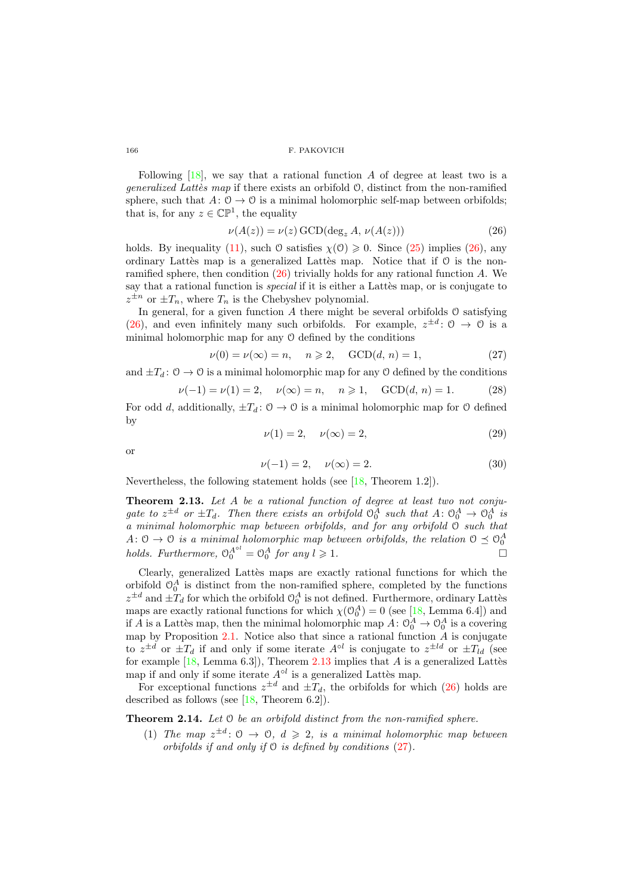Following [18], we say that a rational function $A$ of degree at least two is a *generalized Lattès map* if there exists an orbifold $\mathcal{O}$, distinct from the non-ramified sphere, such that $A\colon \mathcal{O} \to \mathcal{O}$ is a minimal holomorphic self-map between orbifolds; that is, for any $z \in \mathbb{CP}^1$, the equality

$$\nu(A(z)) = \nu(z)\,\mathrm{GCD}(\deg_z A,\, \nu(A(z))) \tag{26}$$

holds. By inequality (11), such $\mathcal{O}$ satisfies $\chi(\mathcal{O}) \geqslant 0$. Since (25) implies (26), any ordinary Lattès map is a generalized Lattès map. Notice that if $\mathcal{O}$ is the non-ramified sphere, then condition (26) trivially holds for any rational function $A$. We say that a rational function is *special* if it is either a Lattès map, or is conjugate to $z^{\pm n}$ or $\pm T_n$, where $T_n$ is the Chebyshev polynomial.

In general, for a given function $A$ there might be several orbifolds $\mathcal{O}$ satisfying (26), and even infinitely many such orbifolds. For example, $z^{\pm d}\colon \mathcal{O} \to \mathcal{O}$ is a minimal holomorphic map for any $\mathcal{O}$ defined by the conditions

$$\nu(0) = \nu(\infty) = n, \quad n \geqslant 2, \quad \mathrm{GCD}(d,\, n) = 1, \tag{27}$$

and $\pm T_d\colon \mathcal{O} \to \mathcal{O}$ is a minimal holomorphic map for any $\mathcal{O}$ defined by the conditions

$$\nu(-1) = \nu(1) = 2, \quad \nu(\infty) = n, \quad n \geqslant 1, \quad \mathrm{GCD}(d,\, n) = 1. \tag{28}$$

For odd $d$, additionally, $\pm T_d\colon \mathcal{O} \to \mathcal{O}$ is a minimal holomorphic map for $\mathcal{O}$ defined by

$$\nu(1) = 2, \quad \nu(\infty) = 2, \tag{29}$$

or

$$\nu(-1) = 2, \quad \nu(\infty) = 2. \tag{30}$$

Nevertheless, the following statement holds (see [18, Theorem 1.2]).

**Theorem 2.13.** *Let $A$ be a rational function of degree at least two not conjugate to $z^{\pm d}$ or $\pm T_d$. Then there exists an orbifold $\mathcal{O}_0^A$ such that $A\colon \mathcal{O}_0^A \to \mathcal{O}_0^A$ is a minimal holomorphic map between orbifolds, and for any orbifold $\mathcal{O}$ such that $A\colon \mathcal{O} \to \mathcal{O}$ is a minimal holomorphic map between orbifolds, the relation $\mathcal{O} \preceq \mathcal{O}_0^A$ holds. Furthermore, $\mathcal{O}_0^{A^{\circ l}} = \mathcal{O}_0^A$ for any $l \geqslant 1$.* □

Clearly, generalized Lattès maps are exactly rational functions for which the orbifold $\mathcal{O}_0^A$ is distinct from the non-ramified sphere, completed by the functions $z^{\pm d}$ and $\pm T_d$ for which the orbifold $\mathcal{O}_0^A$ is not defined. Furthermore, ordinary Lattès maps are exactly rational functions for which $\chi(\mathcal{O}_0^A) = 0$ (see [18, Lemma 6.4]) and if $A$ is a Lattès map, then the minimal holomorphic map $A\colon \mathcal{O}_0^A \to \mathcal{O}_0^A$ is a covering map by Proposition 2.1. Notice also that since a rational function $A$ is conjugate to $z^{\pm d}$ or $\pm T_d$ if and only if some iterate $A^{\circ l}$ is conjugate to $z^{\pm ld}$ or $\pm T_{ld}$ (see for example [18, Lemma 6.3]), Theorem 2.13 implies that $A$ is a generalized Lattès map if and only if some iterate $A^{\circ l}$ is a generalized Lattès map.

For exceptional functions $z^{\pm d}$ and $\pm T_d$, the orbifolds for which (26) holds are described as follows (see [18, Theorem 6.2]).

**Theorem 2.14.** *Let $\mathcal{O}$ be an orbifold distinct from the non-ramified sphere.*

1. *The map $z^{\pm d}\colon \mathcal{O} \to \mathcal{O}$, $d \geqslant 2$, is a minimal holomorphic map between orbifolds if and only if $\mathcal{O}$ is defined by conditions (27).*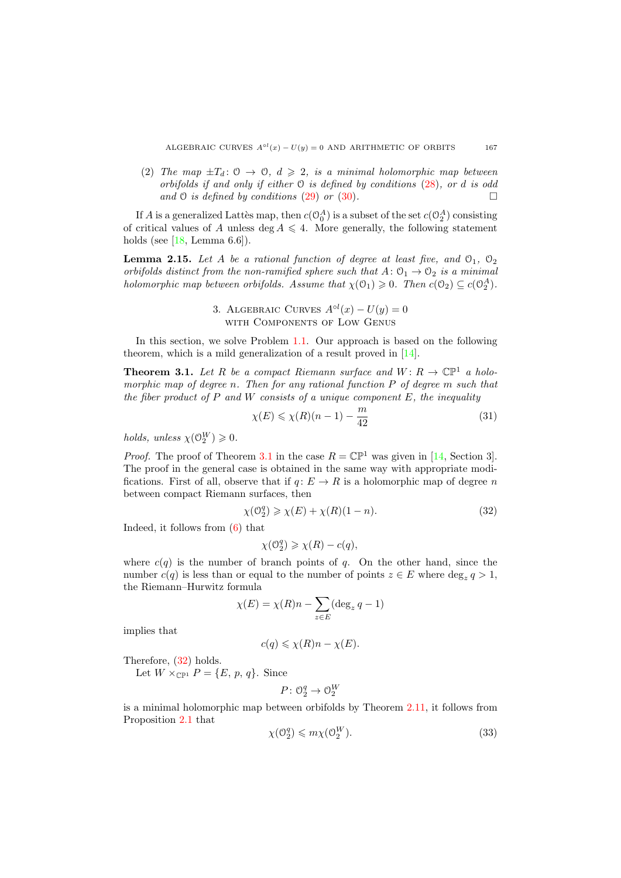(2) *The map* $\pm T_d\colon \mathcal{O} \to \mathcal{O}$, $d \geqslant 2$, *is a minimal holomorphic map between orbifolds if and only if either* $\mathcal{O}$ *is defined by conditions* (28), *or* $d$ *is odd and* $\mathcal{O}$ *is defined by conditions* (29) *or* (30). $\square$

If $A$ is a generalized Lattès map, then $c(\mathcal{O}_0^A)$ is a subset of the set $c(\mathcal{O}_2^A)$ consisting of critical values of $A$ unless $\deg A \leqslant 4$. More generally, the following statement holds (see [18, Lemma 6.6]).

**Lemma 2.15.** *Let* $A$ *be a rational function of degree at least five, and* $\mathcal{O}_1$, $\mathcal{O}_2$ *orbifolds distinct from the non-ramified sphere such that* $A\colon \mathcal{O}_1 \to \mathcal{O}_2$ *is a minimal holomorphic map between orbifolds. Assume that* $\chi(\mathcal{O}_1) \geqslant 0$. *Then* $c(\mathcal{O}_2) \subseteq c(\mathcal{O}_2^A)$.

## 3. Algebraic Curves $A^{\circ l}(x) - U(y) = 0$ with Components of Low Genus

In this section, we solve Problem 1.1. Our approach is based on the following theorem, which is a mild generalization of a result proved in [14].

**Theorem 3.1.** *Let* $R$ *be a compact Riemann surface and* $W\colon R \to \mathbb{CP}^1$ *a holomorphic map of degree* $n$. *Then for any rational function* $P$ *of degree* $m$ *such that the fiber product of* $P$ *and* $W$ *consists of a unique component* $E$, *the inequality*

$$\chi(E) \leqslant \chi(R)(n-1) - \frac{m}{42} \tag{31}$$

*holds, unless* $\chi(\mathcal{O}_2^W) \geqslant 0$.

*Proof.* The proof of Theorem 3.1 in the case $R = \mathbb{CP}^1$ was given in [14, Section 3]. The proof in the general case is obtained in the same way with appropriate modifications. First of all, observe that if $q\colon E \to R$ is a holomorphic map of degree $n$ between compact Riemann surfaces, then

$$\chi(\mathcal{O}_2^q) \geqslant \chi(E) + \chi(R)(1-n). \tag{32}$$

Indeed, it follows from (6) that

$$\chi(\mathcal{O}_2^q) \geqslant \chi(R) - c(q),$$

where $c(q)$ is the number of branch points of $q$. On the other hand, since the number $c(q)$ is less than or equal to the number of points $z \in E$ where $\deg_z q > 1$, the Riemann–Hurwitz formula

$$\chi(E) = \chi(R)n - \sum_{z \in E} (\deg_z q - 1)$$

implies that

$$c(q) \leqslant \chi(R)n - \chi(E).$$

Therefore, (32) holds.

Let $W \times_{\mathbb{CP}^1} P = \{E, p, q\}$. Since

$$P\colon \mathcal{O}_2^q \to \mathcal{O}_2^W$$

is a minimal holomorphic map between orbifolds by Theorem 2.11, it follows from Proposition 2.1 that

$$\chi(\mathcal{O}_2^q) \leqslant m\chi(\mathcal{O}_2^W). \tag{33}$$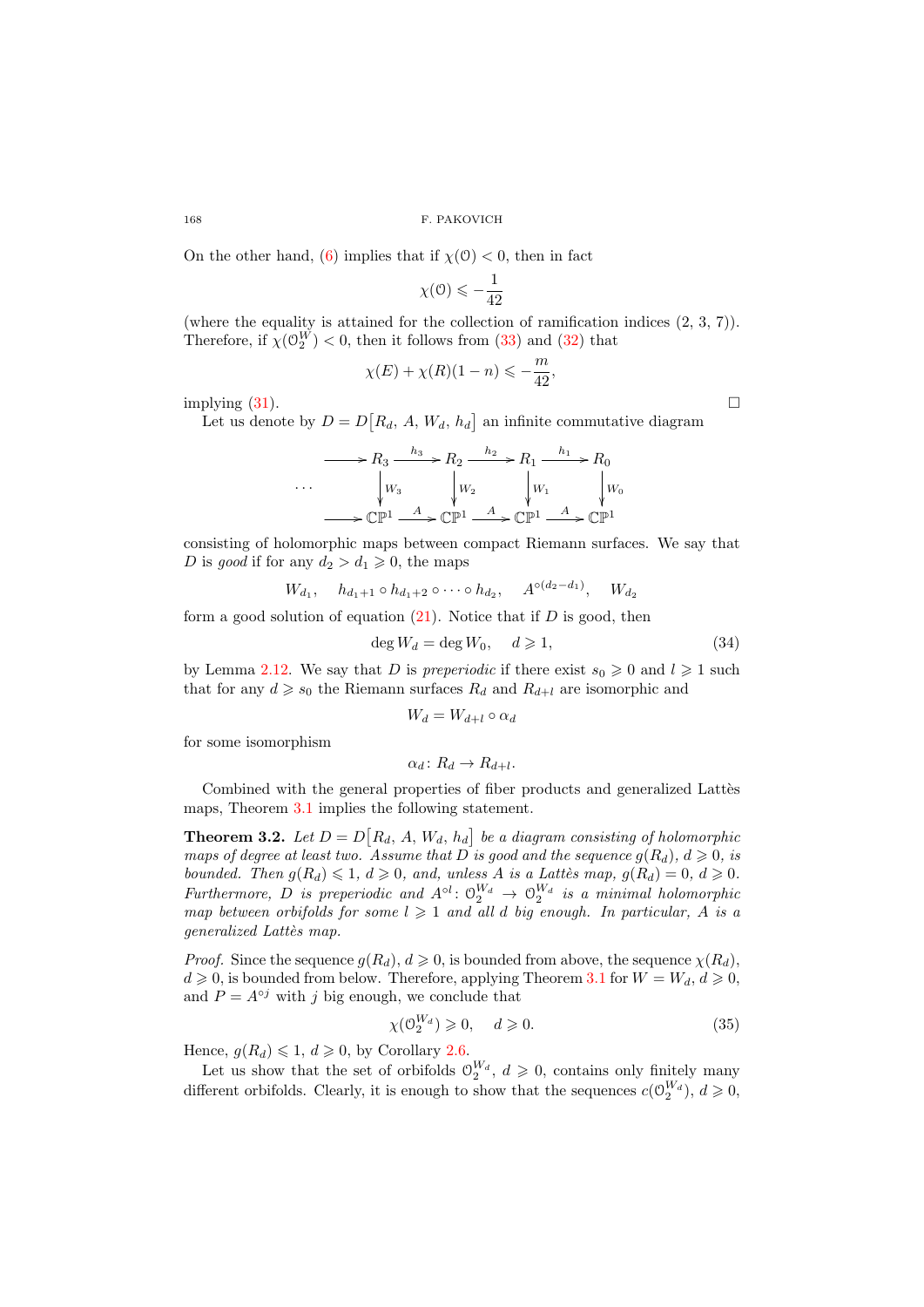On the other hand, (6) implies that if $\chi(\mathcal{O}) < 0$, then in fact

$$\chi(\mathcal{O}) \leqslant -\frac{1}{42}$$

(where the equality is attained for the collection of ramification indices (2, 3, 7)). Therefore, if $\chi(\mathcal{O}_2^W) < 0$, then it follows from (33) and (32) that

$$\chi(E) + \chi(R)(1-n) \leqslant -\frac{m}{42},$$

implying (31). $\square$

Let us denote by $D = D\big[R_d,\, A,\, W_d,\, h_d\big]$ an infinite commutative diagram

$$\begin{array}{ccccccccc}
\cdots \longrightarrow & R_3 & \xrightarrow{h_3} & R_2 & \xrightarrow{h_2} & R_1 & \xrightarrow{h_1} & R_0 \\
 & \big\downarrow W_3 & & \big\downarrow W_2 & & \big\downarrow W_1 & & \big\downarrow W_0 \\
\cdots \longrightarrow & \mathbb{CP}^1 & \xrightarrow{A} & \mathbb{CP}^1 & \xrightarrow{A} & \mathbb{CP}^1 & \xrightarrow{A} & \mathbb{CP}^1
\end{array}$$

consisting of holomorphic maps between compact Riemann surfaces. We say that $D$ is *good* if for any $d_2 > d_1 \geqslant 0$, the maps

$$W_{d_1}, \quad h_{d_1+1} \circ h_{d_1+2} \circ \cdots \circ h_{d_2}, \quad A^{\circ(d_2-d_1)}, \quad W_{d_2}$$

form a good solution of equation (21). Notice that if $D$ is good, then

$$\deg W_d = \deg W_0, \quad d \geqslant 1, \tag{34}$$

by Lemma 2.12. We say that $D$ is *preperiodic* if there exist $s_0 \geqslant 0$ and $l \geqslant 1$ such that for any $d \geqslant s_0$ the Riemann surfaces $R_d$ and $R_{d+l}$ are isomorphic and

$$W_d = W_{d+l} \circ \alpha_d$$

for some isomorphism

$$\alpha_d \colon R_d \to R_{d+l}.$$

Combined with the general properties of fiber products and generalized Lattès maps, Theorem 3.1 implies the following statement.

**Theorem 3.2.** *Let $D = D\big[R_d,\, A,\, W_d,\, h_d\big]$ be a diagram consisting of holomorphic maps of degree at least two. Assume that $D$ is good and the sequence $g(R_d)$, $d \geqslant 0$, is bounded. Then $g(R_d) \leqslant 1$, $d \geqslant 0$, and, unless $A$ is a Lattès map, $g(R_d) = 0$, $d \geqslant 0$. Furthermore, $D$ is preperiodic and $A^{\circ l} \colon \mathcal{O}_2^{W_d} \to \mathcal{O}_2^{W_d}$ is a minimal holomorphic map between orbifolds for some $l \geqslant 1$ and all $d$ big enough. In particular, $A$ is a generalized Lattès map.*

*Proof.* Since the sequence $g(R_d)$, $d \geqslant 0$, is bounded from above, the sequence $\chi(R_d)$, $d \geqslant 0$, is bounded from below. Therefore, applying Theorem 3.1 for $W = W_d$, $d \geqslant 0$, and $P = A^{\circ j}$ with $j$ big enough, we conclude that

$$\chi(\mathcal{O}_2^{W_d}) \geqslant 0, \quad d \geqslant 0. \tag{35}$$

Hence, $g(R_d) \leqslant 1$, $d \geqslant 0$, by Corollary 2.6.

Let us show that the set of orbifolds $\mathcal{O}_2^{W_d}$, $d \geqslant 0$, contains only finitely many different orbifolds. Clearly, it is enough to show that the sequences $c(\mathcal{O}_2^{W_d})$, $d \geqslant 0$,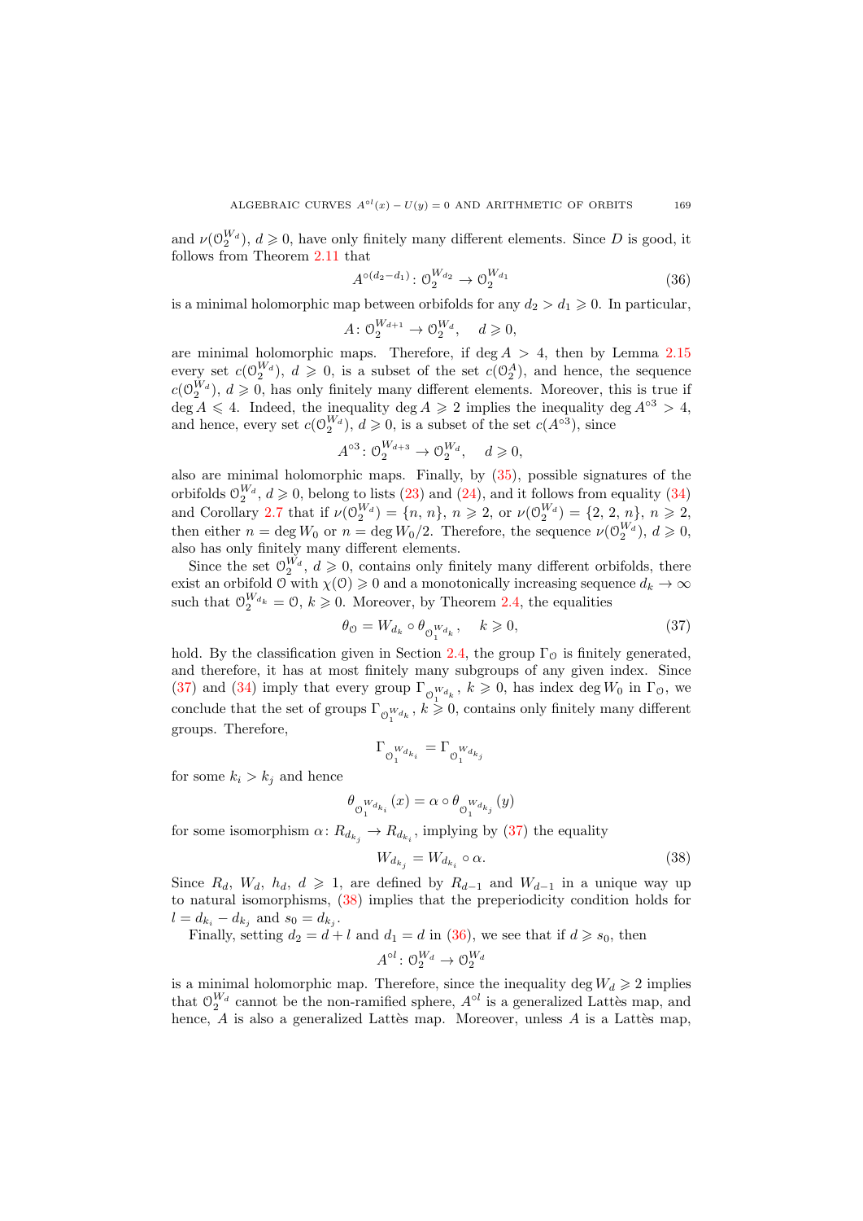and $\nu(\mathcal{O}_2^{W_d})$, $d \geqslant 0$, have only finitely many different elements. Since $D$ is good, it follows from Theorem 2.11 that

$$A^{\circ(d_2-d_1)}\colon \mathcal{O}_2^{W_{d_2}} \to \mathcal{O}_2^{W_{d_1}} \tag{36}$$

is a minimal holomorphic map between orbifolds for any $d_2 > d_1 \geqslant 0$. In particular,

$$A\colon \mathcal{O}_2^{W_{d+1}} \to \mathcal{O}_2^{W_d}, \quad d \geqslant 0,$$

are minimal holomorphic maps. Therefore, if $\deg A > 4$, then by Lemma 2.15 every set $c(\mathcal{O}_2^{W_d})$, $d \geqslant 0$, is a subset of the set $c(\mathcal{O}_2^{A})$, and hence, the sequence $c(\mathcal{O}_2^{W_d})$, $d \geqslant 0$, has only finitely many different elements. Moreover, this is true if $\deg A \leqslant 4$. Indeed, the inequality $\deg A \geqslant 2$ implies the inequality $\deg A^{\circ 3} > 4$, and hence, every set $c(\mathcal{O}_2^{W_d})$, $d \geqslant 0$, is a subset of the set $c(A^{\circ 3})$, since

$$A^{\circ 3}\colon \mathcal{O}_2^{W_{d+3}} \to \mathcal{O}_2^{W_d}, \quad d \geqslant 0,$$

also are minimal holomorphic maps. Finally, by (35), possible signatures of the orbifolds $\mathcal{O}_2^{W_d}$, $d \geqslant 0$, belong to lists (23) and (24), and it follows from equality (34) and Corollary 2.7 that if $\nu(\mathcal{O}_2^{W_d}) = \{n, n\}$, $n \geqslant 2$, or $\nu(\mathcal{O}_2^{W_d}) = \{2, 2, n\}$, $n \geqslant 2$, then either $n = \deg W_0$ or $n = \deg W_0/2$. Therefore, the sequence $\nu(\mathcal{O}_2^{W_d})$, $d \geqslant 0$, also has only finitely many different elements.

Since the set $\mathcal{O}_2^{W_d}$, $d \geqslant 0$, contains only finitely many different orbifolds, there exist an orbifold $\mathcal{O}$ with $\chi(\mathcal{O}) \geqslant 0$ and a monotonically increasing sequence $d_k \to \infty$ such that $\mathcal{O}_2^{W_{d_k}} = \mathcal{O}$, $k \geqslant 0$. Moreover, by Theorem 2.4, the equalities

$$\theta_{\mathcal{O}} = W_{d_k} \circ \theta_{\mathcal{O}_1^{W_{d_k}}}, \quad k \geqslant 0, \tag{37}$$

hold. By the classification given in Section 2.4, the group $\Gamma_{\mathcal{O}}$ is finitely generated, and therefore, it has at most finitely many subgroups of any given index. Since (37) and (34) imply that every group $\Gamma_{\mathcal{O}_1^{W_{d_k}}}$, $k \geqslant 0$, has index $\deg W_0$ in $\Gamma_{\mathcal{O}}$, we conclude that the set of groups $\Gamma_{\mathcal{O}_1^{W_{d_k}}}$, $k \geqslant 0$, contains only finitely many different groups. Therefore,

$$\Gamma_{\mathcal{O}_1^{W_{d_{k_i}}}} = \Gamma_{\mathcal{O}_1^{W_{d_{k_j}}}}$$

for some $k_i > k_j$ and hence

$$\theta_{\mathcal{O}_1^{W_{d_{k_i}}}}(x) = \alpha \circ \theta_{\mathcal{O}_1^{W_{d_{k_j}}}}(y)$$

for some isomorphism $\alpha\colon R_{d_{k_j}} \to R_{d_{k_i}}$, implying by (37) the equality

$$W_{d_{k_j}} = W_{d_{k_i}} \circ \alpha. \tag{38}$$

Since $R_d$, $W_d$, $h_d$, $d \geqslant 1$, are defined by $R_{d-1}$ and $W_{d-1}$ in a unique way up to natural isomorphisms, (38) implies that the preperiodicity condition holds for $l = d_{k_i} - d_{k_j}$ and $s_0 = d_{k_j}$.

Finally, setting $d_2 = d + l$ and $d_1 = d$ in (36), we see that if $d \geqslant s_0$, then

$$A^{\circ l}\colon \mathcal{O}_2^{W_d} \to \mathcal{O}_2^{W_d}$$

is a minimal holomorphic map. Therefore, since the inequality $\deg W_d \geqslant 2$ implies that $\mathcal{O}_2^{W_d}$ cannot be the non-ramified sphere, $A^{\circ l}$ is a generalized Lattès map, and hence, $A$ is also a generalized Lattès map. Moreover, unless $A$ is a Lattès map,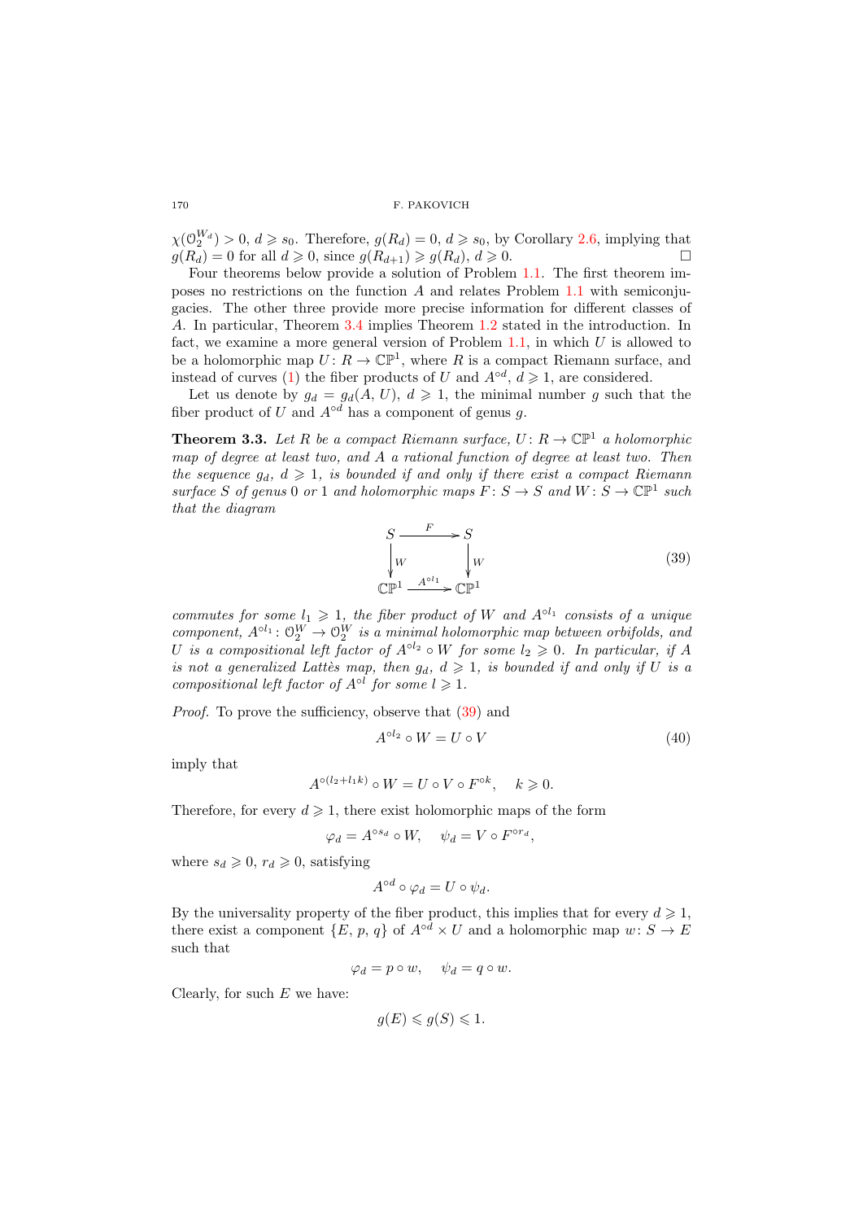$\chi(\mathcal{O}_2^{W_d}) > 0$, $d \geqslant s_0$. Therefore, $g(R_d) = 0$, $d \geqslant s_0$, by Corollary 2.6, implying that $g(R_d) = 0$ for all $d \geqslant 0$, since $g(R_{d+1}) \geqslant g(R_d)$, $d \geqslant 0$. □

Four theorems below provide a solution of Problem 1.1. The first theorem imposes no restrictions on the function $A$ and relates Problem 1.1 with semiconjugacies. The other three provide more precise information for different classes of $A$. In particular, Theorem 3.4 implies Theorem 1.2 stated in the introduction. In fact, we examine a more general version of Problem 1.1, in which $U$ is allowed to be a holomorphic map $U\colon R \to \mathbb{CP}^1$, where $R$ is a compact Riemann surface, and instead of curves (1) the fiber products of $U$ and $A^{\circ d}$, $d \geqslant 1$, are considered.

Let us denote by $g_d = g_d(A, U)$, $d \geqslant 1$, the minimal number $g$ such that the fiber product of $U$ and $A^{\circ d}$ has a component of genus $g$.

**Theorem 3.3.** *Let $R$ be a compact Riemann surface, $U\colon R \to \mathbb{CP}^1$ a holomorphic map of degree at least two, and $A$ a rational function of degree at least two. Then the sequence $g_d$, $d \geqslant 1$, is bounded if and only if there exist a compact Riemann surface $S$ of genus 0 or 1 and holomorphic maps $F\colon S \to S$ and $W\colon S \to \mathbb{CP}^1$ such that the diagram*

$$\begin{array}{ccc} S & \xrightarrow{\ F\ } & S \\ \downarrow W & & \downarrow W \\ \mathbb{CP}^1 & \xrightarrow{\ A^{\circ l_1}\ } & \mathbb{CP}^1 \end{array} \tag{39}$$

*commutes for some $l_1 \geqslant 1$, the fiber product of $W$ and $A^{\circ l_1}$ consists of a unique component, $A^{\circ l_1}\colon \mathcal{O}_2^W \to \mathcal{O}_2^W$ is a minimal holomorphic map between orbifolds, and $U$ is a compositional left factor of $A^{\circ l_2} \circ W$ for some $l_2 \geqslant 0$. In particular, if $A$ is not a generalized Lattès map, then $g_d$, $d \geqslant 1$, is bounded if and only if $U$ is a compositional left factor of $A^{\circ l}$ for some $l \geqslant 1$.*

*Proof.* To prove the sufficiency, observe that (39) and

$$A^{\circ l_2} \circ W = U \circ V \tag{40}$$

imply that

$$A^{\circ(l_2+l_1k)} \circ W = U \circ V \circ F^{\circ k}, \quad k \geqslant 0.$$

Therefore, for every $d \geqslant 1$, there exist holomorphic maps of the form

$$\varphi_d = A^{\circ s_d} \circ W, \quad \psi_d = V \circ F^{\circ r_d},$$

where $s_d \geqslant 0$, $r_d \geqslant 0$, satisfying

$$A^{\circ d} \circ \varphi_d = U \circ \psi_d.$$

By the universality property of the fiber product, this implies that for every $d \geqslant 1$, there exist a component $\{E, p, q\}$ of $A^{\circ d} \times U$ and a holomorphic map $w\colon S \to E$ such that

$$\varphi_d = p \circ w, \quad \psi_d = q \circ w.$$

Clearly, for such $E$ we have:

$$g(E) \leqslant g(S) \leqslant 1.$$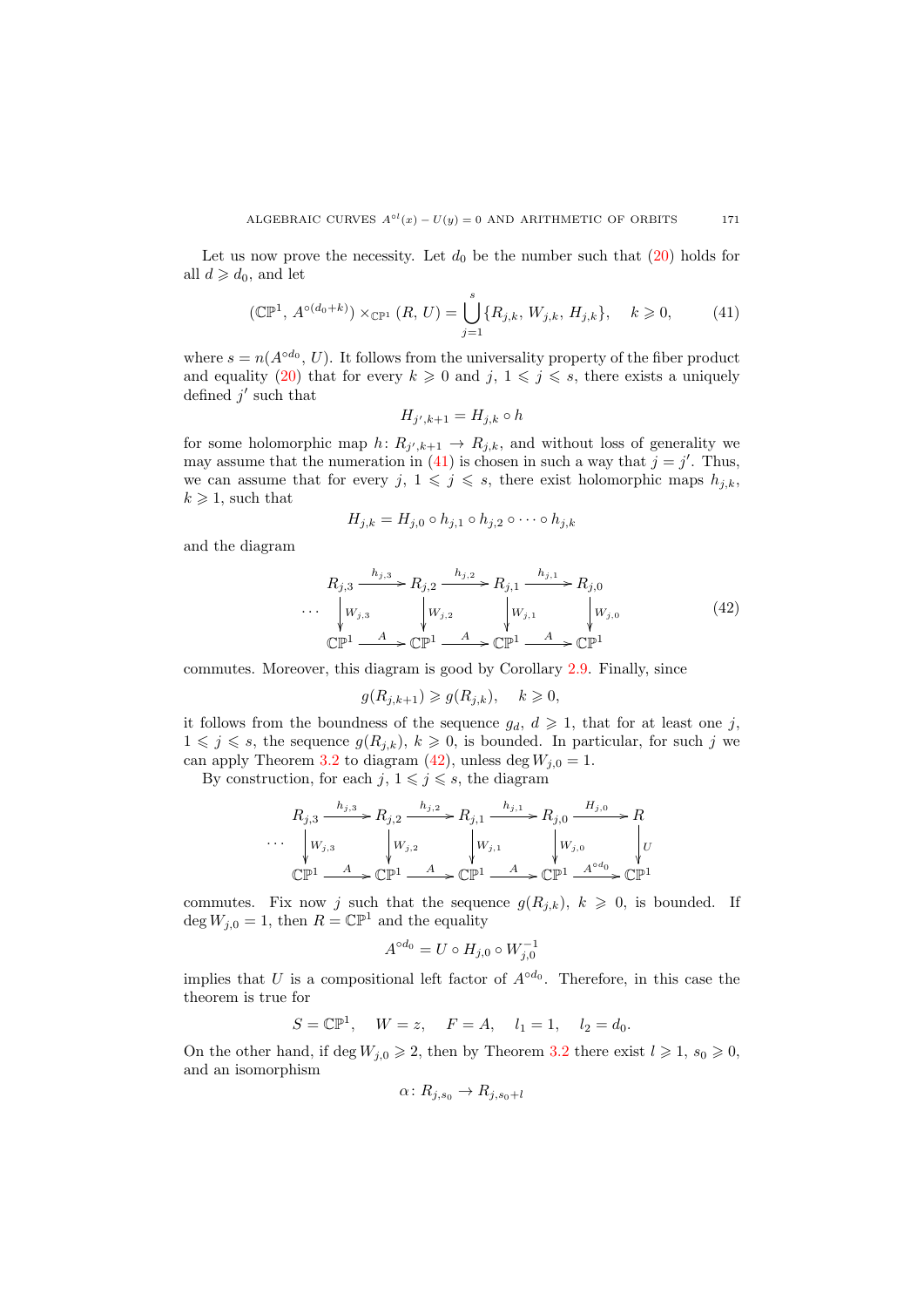Let us now prove the necessity. Let $d_0$ be the number such that (20) holds for all $d \geqslant d_0$, and let

$$(\mathbb{CP}^1,\, A^{\circ(d_0+k)}) \times_{\mathbb{CP}^1} (R,\, U) = \bigcup_{j=1}^{s} \{R_{j,k},\, W_{j,k},\, H_{j,k}\}, \quad k \geqslant 0, \tag{41}$$

where $s = n(A^{\circ d_0}, U)$. It follows from the universality property of the fiber product and equality (20) that for every $k \geqslant 0$ and $j$, $1 \leqslant j \leqslant s$, there exists a uniquely defined $j'$ such that

$$H_{j',k+1} = H_{j,k} \circ h$$

for some holomorphic map $h\colon R_{j',k+1} \to R_{j,k}$, and without loss of generality we may assume that the numeration in (41) is chosen in such a way that $j = j'$. Thus, we can assume that for every $j$, $1 \leqslant j \leqslant s$, there exist holomorphic maps $h_{j,k}$, $k \geqslant 1$, such that

$$H_{j,k} = H_{j,0} \circ h_{j,1} \circ h_{j,2} \circ \cdots \circ h_{j,k}$$

and the diagram

$$\begin{array}{ccccccccc}
 & R_{j,3} & \xrightarrow{h_{j,3}} & R_{j,2} & \xrightarrow{h_{j,2}} & R_{j,1} & \xrightarrow{h_{j,1}} & R_{j,0} \\
\cdots & \big\downarrow W_{j,3} & & \big\downarrow W_{j,2} & & \big\downarrow W_{j,1} & & \big\downarrow W_{j,0} \\
 & \mathbb{CP}^1 & \xrightarrow{A} & \mathbb{CP}^1 & \xrightarrow{A} & \mathbb{CP}^1 & \xrightarrow{A} & \mathbb{CP}^1
\end{array} \tag{42}$$

commutes. Moreover, this diagram is good by Corollary 2.9. Finally, since

$$g(R_{j,k+1}) \geqslant g(R_{j,k}), \quad k \geqslant 0,$$

it follows from the boundness of the sequence $g_d$, $d \geqslant 1$, that for at least one $j$, $1 \leqslant j \leqslant s$, the sequence $g(R_{j,k})$, $k \geqslant 0$, is bounded. In particular, for such $j$ we can apply Theorem 3.2 to diagram (42), unless $\deg W_{j,0} = 1$.

By construction, for each $j$, $1 \leqslant j \leqslant s$, the diagram

$$\begin{array}{ccccccccccc}
 & R_{j,3} & \xrightarrow{h_{j,3}} & R_{j,2} & \xrightarrow{h_{j,2}} & R_{j,1} & \xrightarrow{h_{j,1}} & R_{j,0} & \xrightarrow{H_{j,0}} & R \\
\cdots & \big\downarrow W_{j,3} & & \big\downarrow W_{j,2} & & \big\downarrow W_{j,1} & & \big\downarrow W_{j,0} & & \big\downarrow U \\
 & \mathbb{CP}^1 & \xrightarrow{A} & \mathbb{CP}^1 & \xrightarrow{A} & \mathbb{CP}^1 & \xrightarrow{A} & \mathbb{CP}^1 & \xrightarrow{A^{\circ d_0}} & \mathbb{CP}^1
\end{array}$$

commutes. Fix now $j$ such that the sequence $g(R_{j,k})$, $k \geqslant 0$, is bounded. If $\deg W_{j,0} = 1$, then $R = \mathbb{CP}^1$ and the equality

$$A^{\circ d_0} = U \circ H_{j,0} \circ W_{j,0}^{-1}$$

implies that $U$ is a compositional left factor of $A^{\circ d_0}$. Therefore, in this case the theorem is true for

$$S = \mathbb{CP}^1, \quad W = z, \quad F = A, \quad l_1 = 1, \quad l_2 = d_0.$$

On the other hand, if $\deg W_{j,0} \geqslant 2$, then by Theorem 3.2 there exist $l \geqslant 1$, $s_0 \geqslant 0$, and an isomorphism

$$\alpha\colon R_{j,s_0} \to R_{j,s_0+l}$$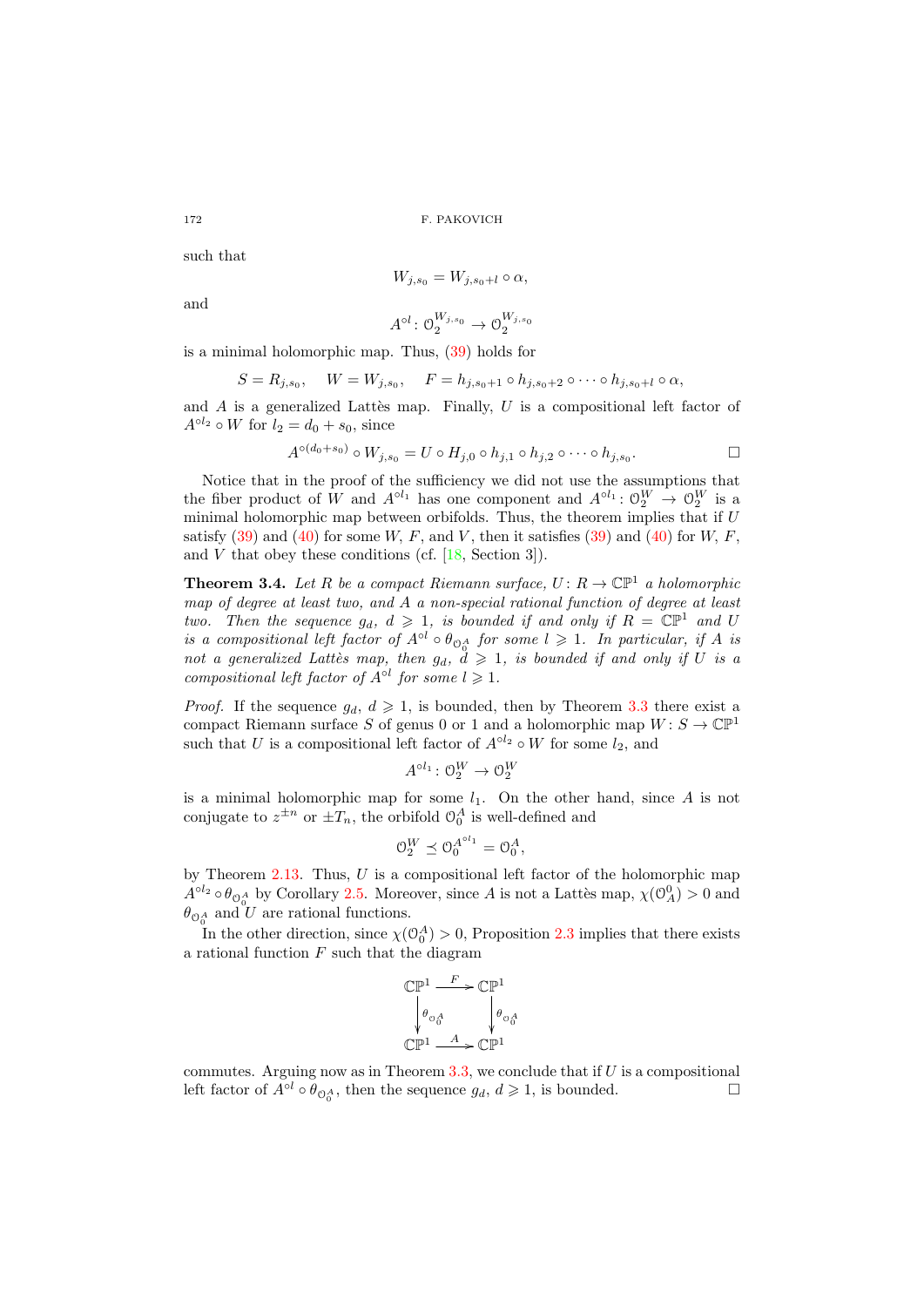such that

$$W_{j,s_0} = W_{j,s_0+l} \circ \alpha,$$

and

$$A^{\circ l} \colon \mathcal{O}_2^{W_{j,s_0}} \to \mathcal{O}_2^{W_{j,s_0}}$$

is a minimal holomorphic map. Thus, (39) holds for

$$S = R_{j,s_0}, \quad W = W_{j,s_0}, \quad F = h_{j,s_0+1} \circ h_{j,s_0+2} \circ \cdots \circ h_{j,s_0+l} \circ \alpha,$$

and $A$ is a generalized Lattès map. Finally, $U$ is a compositional left factor of $A^{\circ l_2} \circ W$ for $l_2 = d_0 + s_0$, since

$$A^{\circ (d_0+s_0)} \circ W_{j,s_0} = U \circ H_{j,0} \circ h_{j,1} \circ h_{j,2} \circ \cdots \circ h_{j,s_0}. \qquad \square$$

Notice that in the proof of the sufficiency we did not use the assumptions that the fiber product of $W$ and $A^{\circ l_1}$ has one component and $A^{\circ l_1} \colon \mathcal{O}_2^W \to \mathcal{O}_2^W$ is a minimal holomorphic map between orbifolds. Thus, the theorem implies that if $U$ satisfy (39) and (40) for some $W$, $F$, and $V$, then it satisfies (39) and (40) for $W$, $F$, and $V$ that obey these conditions (cf. [18, Section 3]).

**Theorem 3.4.** *Let $R$ be a compact Riemann surface, $U \colon R \to \mathbb{CP}^1$ a holomorphic map of degree at least two, and $A$ a non-special rational function of degree at least two. Then the sequence $g_d$, $d \geqslant 1$, is bounded if and only if $R = \mathbb{CP}^1$ and $U$ is a compositional left factor of $A^{\circ l} \circ \theta_{\mathcal{O}_0^A}$ for some $l \geqslant 1$. In particular, if $A$ is not a generalized Lattès map, then $g_d$, $d \geqslant 1$, is bounded if and only if $U$ is a compositional left factor of $A^{\circ l}$ for some $l \geqslant 1$.*

*Proof.* If the sequence $g_d$, $d \geqslant 1$, is bounded, then by Theorem 3.3 there exist a compact Riemann surface $S$ of genus 0 or 1 and a holomorphic map $W \colon S \to \mathbb{CP}^1$ such that $U$ is a compositional left factor of $A^{\circ l_2} \circ W$ for some $l_2$, and

$$A^{\circ l_1} \colon \mathcal{O}_2^W \to \mathcal{O}_2^W$$

is a minimal holomorphic map for some $l_1$. On the other hand, since $A$ is not conjugate to $z^{\pm n}$ or $\pm T_n$, the orbifold $\mathcal{O}_0^A$ is well-defined and

$$\mathcal{O}_2^W \preceq \mathcal{O}_0^{A^{\circ l_1}} = \mathcal{O}_0^A,$$

by Theorem 2.13. Thus, $U$ is a compositional left factor of the holomorphic map $A^{\circ l_2} \circ \theta_{\mathcal{O}_0^A}$ by Corollary 2.5. Moreover, since $A$ is not a Lattès map, $\chi(\mathcal{O}_A^0) > 0$ and $\theta_{\mathcal{O}_0^A}$ and $U$ are rational functions.

In the other direction, since $\chi(\mathcal{O}_0^A) > 0$, Proposition 2.3 implies that there exists a rational function $F$ such that the diagram

$$\begin{array}{ccc}
\mathbb{CP}^1 & \xrightarrow{F} & \mathbb{CP}^1 \\
\downarrow \theta_{\mathcal{O}_0^A} & & \downarrow \theta_{\mathcal{O}_0^A} \\
\mathbb{CP}^1 & \xrightarrow{A} & \mathbb{CP}^1
\end{array}$$

commutes. Arguing now as in Theorem 3.3, we conclude that if $U$ is a compositional left factor of $A^{\circ l} \circ \theta_{\mathcal{O}_0^A}$, then the sequence $g_d$, $d \geqslant 1$, is bounded. $\square$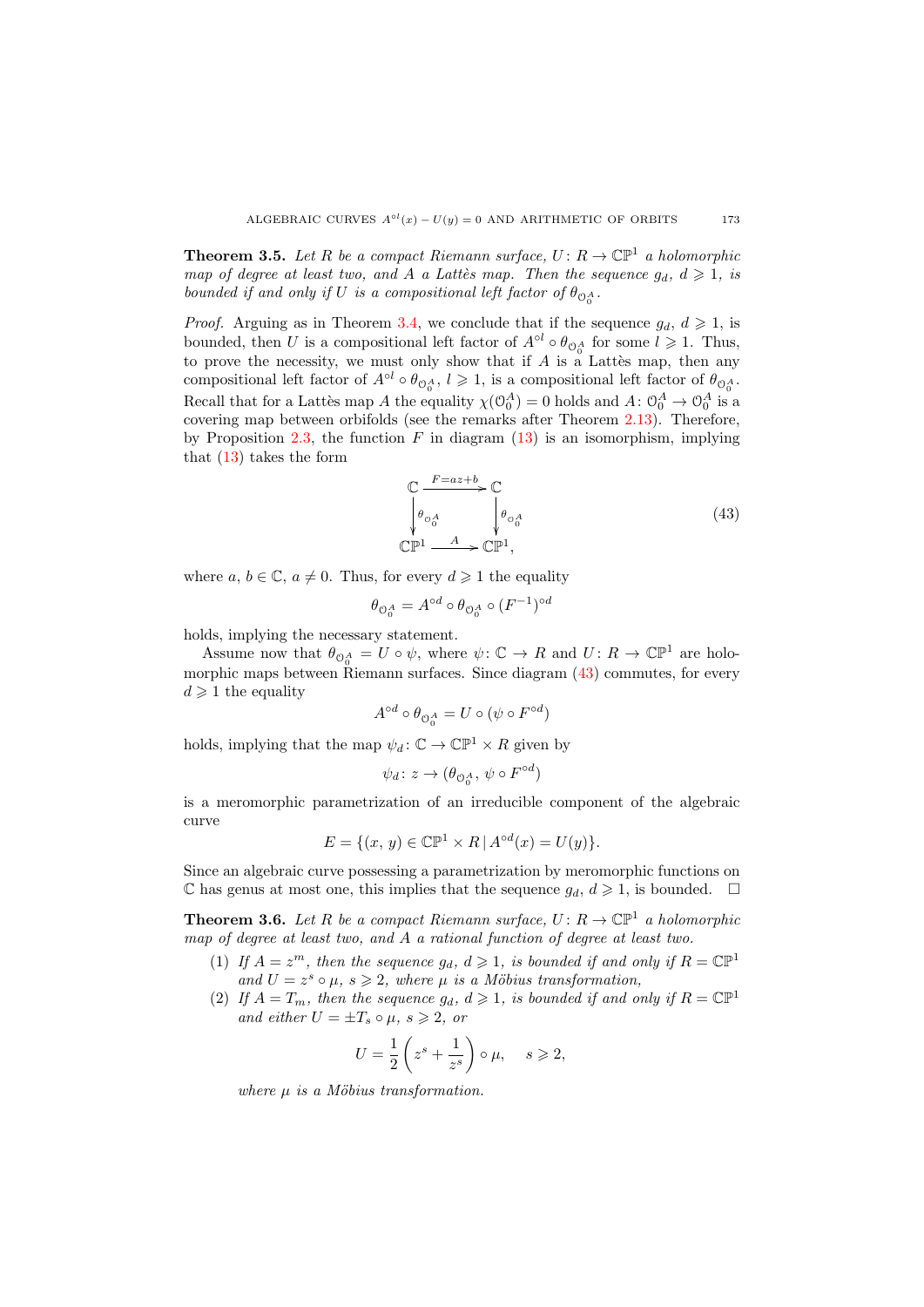**Theorem 3.5.** *Let $R$ be a compact Riemann surface, $U\colon R \to \mathbb{CP}^1$ a holomorphic map of degree at least two, and $A$ a Lattès map. Then the sequence $g_d$, $d \geqslant 1$, is bounded if and only if $U$ is a compositional left factor of $\theta_{\mathcal{O}_0^A}$.*

*Proof.* Arguing as in Theorem 3.4, we conclude that if the sequence $g_d$, $d \geqslant 1$, is bounded, then $U$ is a compositional left factor of $A^{\circ l} \circ \theta_{\mathcal{O}_0^A}$ for some $l \geqslant 1$. Thus, to prove the necessity, we must only show that if $A$ is a Lattès map, then any compositional left factor of $A^{\circ l} \circ \theta_{\mathcal{O}_0^A}$, $l \geqslant 1$, is a compositional left factor of $\theta_{\mathcal{O}_0^A}$. Recall that for a Lattès map $A$ the equality $\chi(\mathcal{O}_0^A) = 0$ holds and $A\colon \mathcal{O}_0^A \to \mathcal{O}_0^A$ is a covering map between orbifolds (see the remarks after Theorem 2.13). Therefore, by Proposition 2.3, the function $F$ in diagram (13) is an isomorphism, implying that (13) takes the form

$$\begin{array}{ccc} \mathbb{C} & \xrightarrow{F=az+b} & \mathbb{C} \\ \Big\downarrow{\scriptstyle \theta_{\mathcal{O}_0^A}} & & \Big\downarrow{\scriptstyle \theta_{\mathcal{O}_0^A}} \\ \mathbb{CP}^1 & \xrightarrow{\;\;A\;\;} & \mathbb{CP}^1, \end{array} \tag{43}$$

where $a,\, b \in \mathbb{C}$, $a \neq 0$. Thus, for every $d \geqslant 1$ the equality

$$\theta_{\mathcal{O}_0^A} = A^{\circ d} \circ \theta_{\mathcal{O}_0^A} \circ (F^{-1})^{\circ d}$$

holds, implying the necessary statement.

Assume now that $\theta_{\mathcal{O}_0^A} = U \circ \psi$, where $\psi\colon \mathbb{C} \to R$ and $U\colon R \to \mathbb{CP}^1$ are holomorphic maps between Riemann surfaces. Since diagram (43) commutes, for every $d \geqslant 1$ the equality

$$A^{\circ d} \circ \theta_{\mathcal{O}_0^A} = U \circ (\psi \circ F^{\circ d})$$

holds, implying that the map $\psi_d\colon \mathbb{C} \to \mathbb{CP}^1 \times R$ given by

$$\psi_d\colon z \to (\theta_{\mathcal{O}_0^A},\, \psi \circ F^{\circ d})$$

is a meromorphic parametrization of an irreducible component of the algebraic curve

$$E = \{(x,\, y) \in \mathbb{CP}^1 \times R \mid A^{\circ d}(x) = U(y)\}.$$

Since an algebraic curve possessing a parametrization by meromorphic functions on $\mathbb{C}$ has genus at most one, this implies that the sequence $g_d$, $d \geqslant 1$, is bounded. $\square$

**Theorem 3.6.** *Let $R$ be a compact Riemann surface, $U\colon R \to \mathbb{CP}^1$ a holomorphic map of degree at least two, and $A$ a rational function of degree at least two.*

1. *If $A = z^m$, then the sequence $g_d$, $d \geqslant 1$, is bounded if and only if $R = \mathbb{CP}^1$ and $U = z^s \circ \mu$, $s \geqslant 2$, where $\mu$ is a Möbius transformation,*
2. *If $A = T_m$, then the sequence $g_d$, $d \geqslant 1$, is bounded if and only if $R = \mathbb{CP}^1$ and either $U = \pm T_s \circ \mu$, $s \geqslant 2$, or*

$$U = \frac{1}{2}\left(z^s + \frac{1}{z^s}\right) \circ \mu, \quad s \geqslant 2,$$

*where $\mu$ is a Möbius transformation.*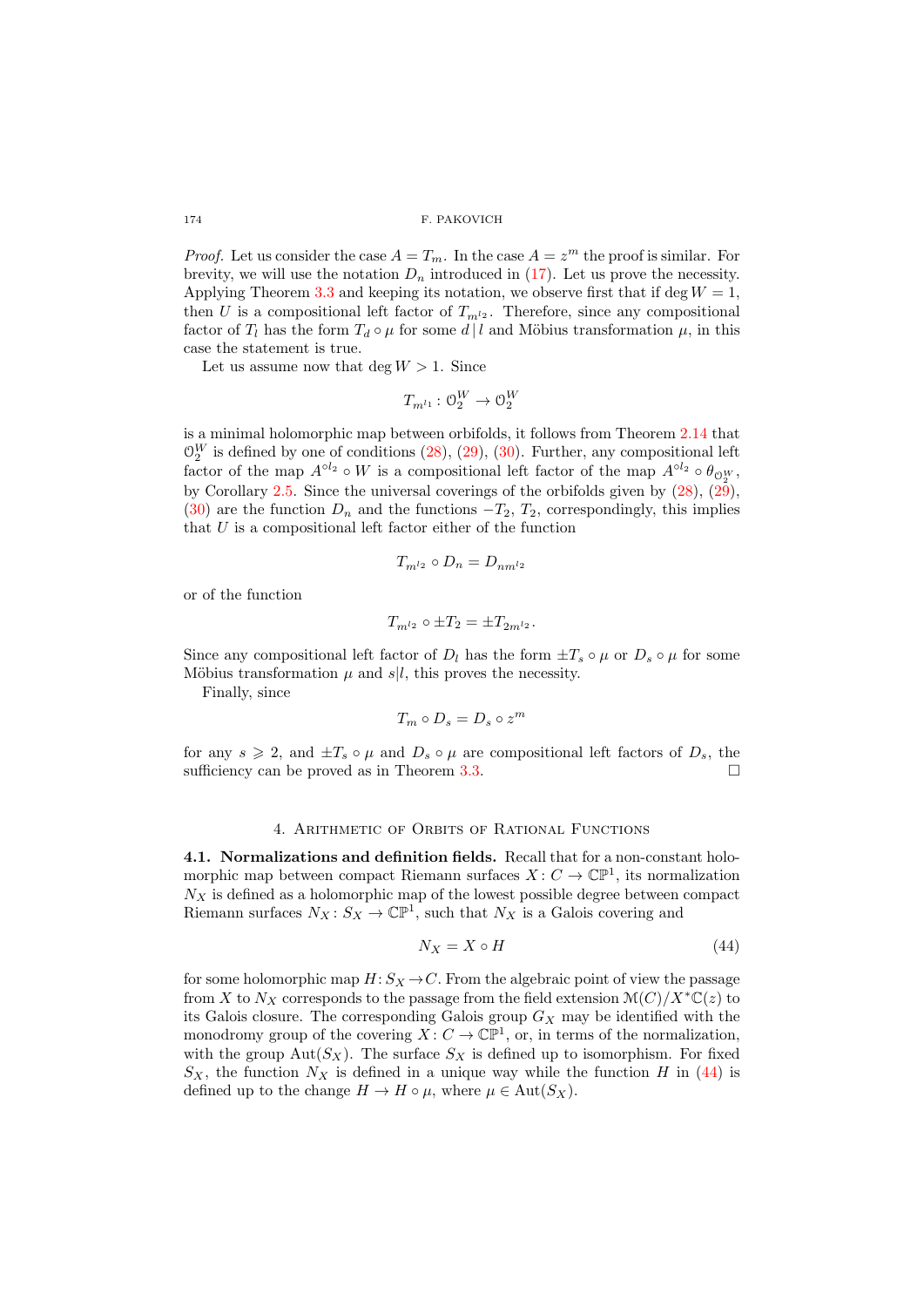*Proof.* Let us consider the case $A = T_m$. In the case $A = z^m$ the proof is similar. For brevity, we will use the notation $D_n$ introduced in (17). Let us prove the necessity. Applying Theorem 3.3 and keeping its notation, we observe first that if $\deg W = 1$, then $U$ is a compositional left factor of $T_{m^{l_2}}$. Therefore, since any compositional factor of $T_l$ has the form $T_d \circ \mu$ for some $d \,|\, l$ and Möbius transformation $\mu$, in this case the statement is true.

Let us assume now that $\deg W > 1$. Since

$$T_{m^{l_1}} : \mathcal{O}_2^W \to \mathcal{O}_2^W$$

is a minimal holomorphic map between orbifolds, it follows from Theorem 2.14 that $\mathcal{O}_2^W$ is defined by one of conditions (28), (29), (30). Further, any compositional left factor of the map $A^{\circ l_2} \circ W$ is a compositional left factor of the map $A^{\circ l_2} \circ \theta_{\mathcal{O}_2^W}$, by Corollary 2.5. Since the universal coverings of the orbifolds given by (28), (29), (30) are the function $D_n$ and the functions $-T_2$, $T_2$, correspondingly, this implies that $U$ is a compositional left factor either of the function

$$T_{m^{l_2}} \circ D_n = D_{nm^{l_2}}$$

or of the function

$$T_{m^{l_2}} \circ \pm T_2 = \pm T_{2m^{l_2}}.$$

Since any compositional left factor of $D_l$ has the form $\pm T_s \circ \mu$ or $D_s \circ \mu$ for some Möbius transformation $\mu$ and $s|l$, this proves the necessity.

Finally, since

$$T_m \circ D_s = D_s \circ z^m$$

for any $s \geqslant 2$, and $\pm T_s \circ \mu$ and $D_s \circ \mu$ are compositional left factors of $D_s$, the sufficiency can be proved as in Theorem 3.3. $\square$

## 4. Arithmetic of Orbits of Rational Functions

**4.1. Normalizations and definition fields.** Recall that for a non-constant holomorphic map between compact Riemann surfaces $X : C \to \mathbb{CP}^1$, its normalization $N_X$ is defined as a holomorphic map of the lowest possible degree between compact Riemann surfaces $N_X : S_X \to \mathbb{CP}^1$, such that $N_X$ is a Galois covering and

$$N_X = X \circ H \tag{44}$$

for some holomorphic map $H : S_X \to C$. From the algebraic point of view the passage from $X$ to $N_X$ corresponds to the passage from the field extension $\mathcal{M}(C)/X^*\mathbb{C}(z)$ to its Galois closure. The corresponding Galois group $G_X$ may be identified with the monodromy group of the covering $X : C \to \mathbb{CP}^1$, or, in terms of the normalization, with the group $\mathrm{Aut}(S_X)$. The surface $S_X$ is defined up to isomorphism. For fixed $S_X$, the function $N_X$ is defined in a unique way while the function $H$ in (44) is defined up to the change $H \to H \circ \mu$, where $\mu \in \mathrm{Aut}(S_X)$.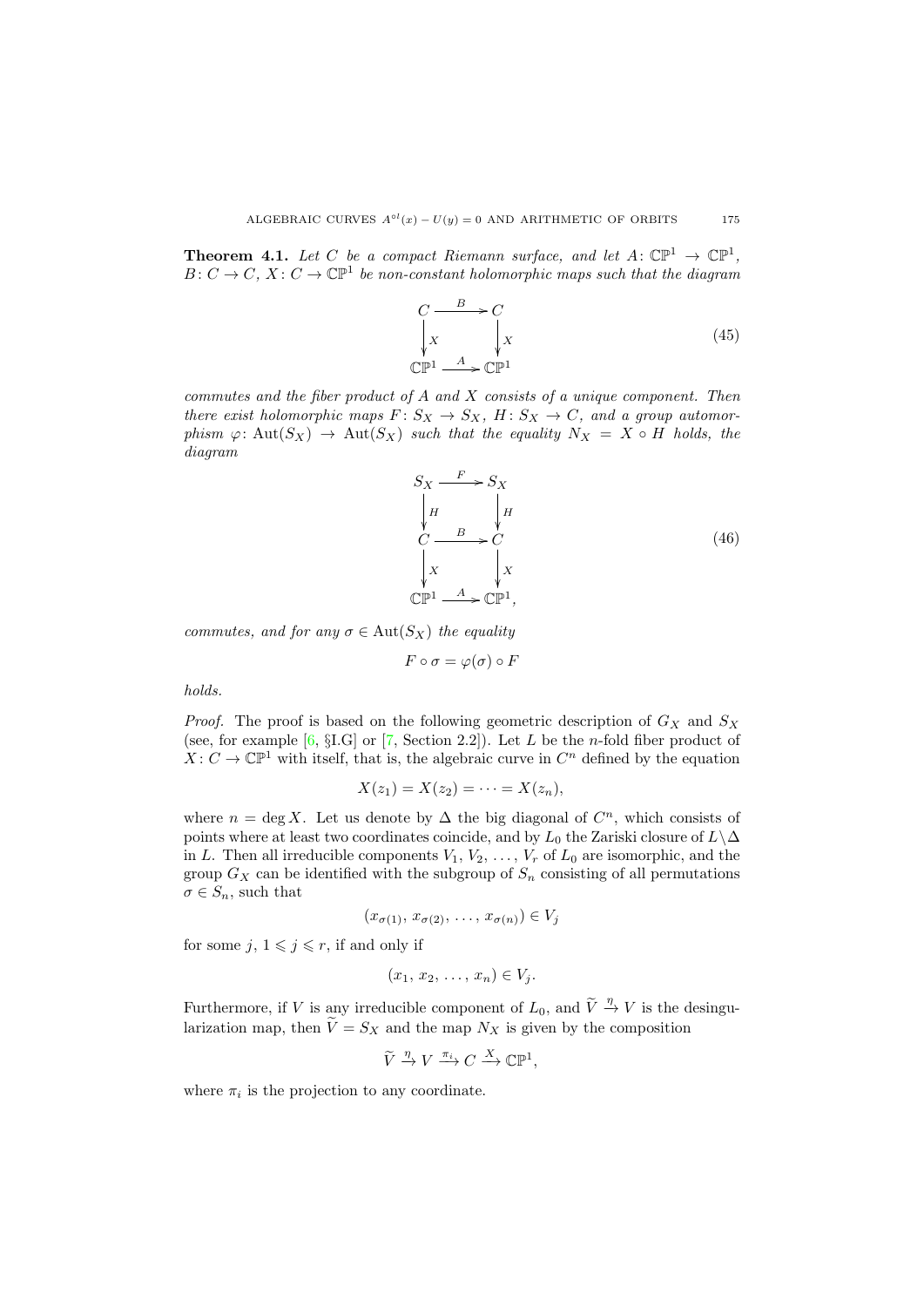**Theorem 4.1.** *Let $C$ be a compact Riemann surface, and let $A\colon \mathbb{CP}^1 \to \mathbb{CP}^1$, $B\colon C \to C$, $X\colon C \to \mathbb{CP}^1$ be non-constant holomorphic maps such that the diagram*

$$\begin{array}{ccc} C & \xrightarrow{\ B\ } & C \\ \big\downarrow{\scriptstyle X} & & \big\downarrow{\scriptstyle X} \\ \mathbb{CP}^1 & \xrightarrow{\ A\ } & \mathbb{CP}^1 \end{array} \tag{45}$$

*commutes and the fiber product of $A$ and $X$ consists of a unique component. Then there exist holomorphic maps $F\colon S_X \to S_X$, $H\colon S_X \to C$, and a group automorphism $\varphi\colon \operatorname{Aut}(S_X) \to \operatorname{Aut}(S_X)$ such that the equality $N_X = X \circ H$ holds, the diagram*

$$\begin{array}{ccc} S_X & \xrightarrow{\ F\ } & S_X \\ \big\downarrow{\scriptstyle H} & & \big\downarrow{\scriptstyle H} \\ C & \xrightarrow{\ B\ } & C \\ \big\downarrow{\scriptstyle X} & & \big\downarrow{\scriptstyle X} \\ \mathbb{CP}^1 & \xrightarrow{\ A\ } & \mathbb{CP}^1, \end{array} \tag{46}$$

*commutes, and for any $\sigma \in \operatorname{Aut}(S_X)$ the equality*

$$F \circ \sigma = \varphi(\sigma) \circ F$$

*holds.*

*Proof.* The proof is based on the following geometric description of $G_X$ and $S_X$ (see, for example [6, §I.G] or [7, Section 2.2]). Let $L$ be the $n$-fold fiber product of $X\colon C \to \mathbb{CP}^1$ with itself, that is, the algebraic curve in $C^n$ defined by the equation

$$X(z_1) = X(z_2) = \cdots = X(z_n),$$

where $n = \deg X$. Let us denote by $\Delta$ the big diagonal of $C^n$, which consists of points where at least two coordinates coincide, and by $L_0$ the Zariski closure of $L\setminus\Delta$ in $L$. Then all irreducible components $V_1, V_2, \ldots, V_r$ of $L_0$ are isomorphic, and the group $G_X$ can be identified with the subgroup of $S_n$ consisting of all permutations $\sigma \in S_n$, such that

$$(x_{\sigma(1)}, x_{\sigma(2)}, \ldots, x_{\sigma(n)}) \in V_j$$

for some $j$, $1 \leqslant j \leqslant r$, if and only if

$$(x_1, x_2, \ldots, x_n) \in V_j.$$

Furthermore, if $V$ is any irreducible component of $L_0$, and $\widetilde{V} \xrightarrow{\eta} V$ is the desingularization map, then $\widetilde{V} = S_X$ and the map $N_X$ is given by the composition

$$\widetilde{V} \xrightarrow{\eta} V \xrightarrow{\pi_i} C \xrightarrow{X} \mathbb{CP}^1,$$

where $\pi_i$ is the projection to any coordinate.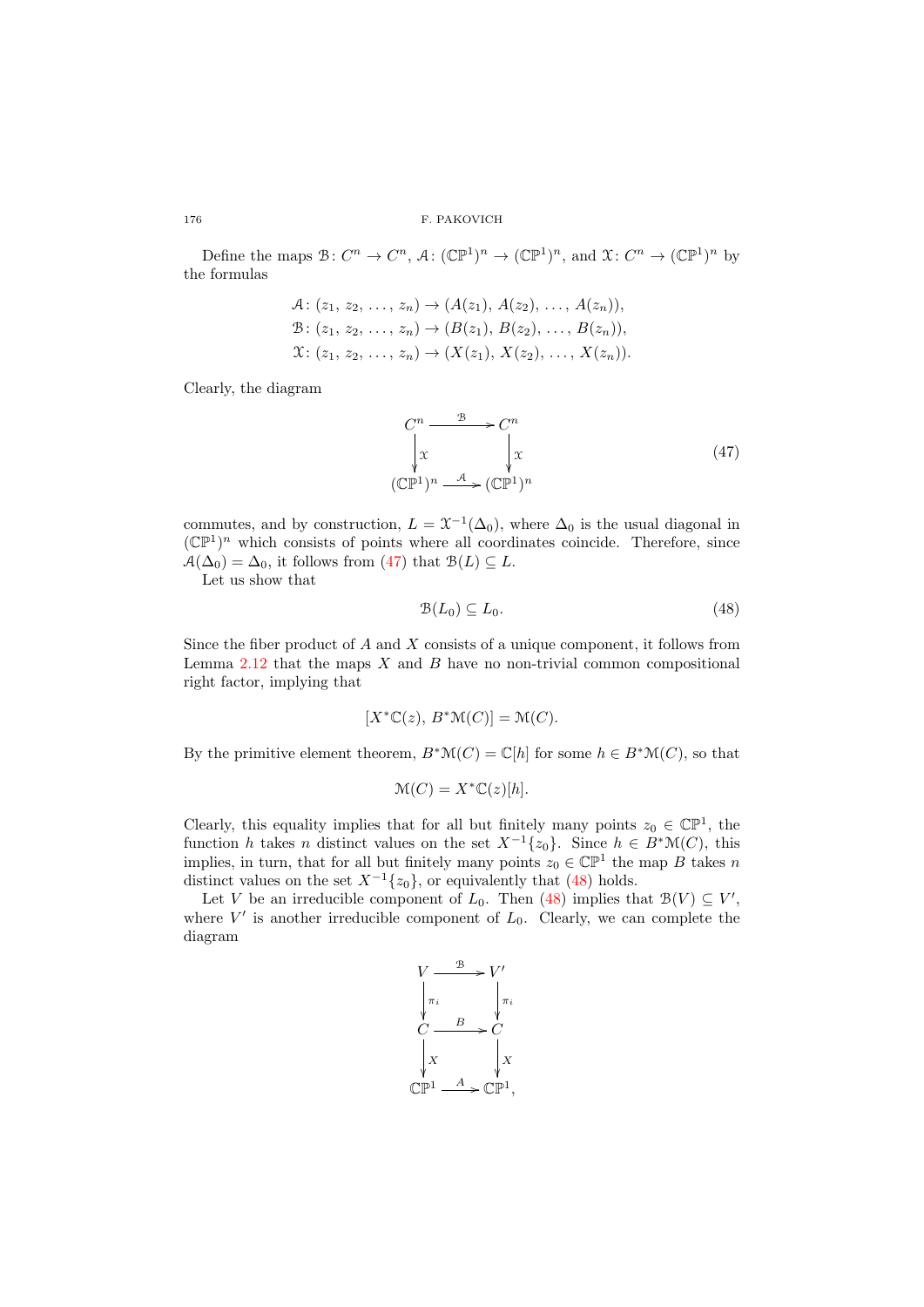Define the maps $\mathcal{B}\colon C^n \to C^n$, $\mathcal{A}\colon (\mathbb{CP}^1)^n \to (\mathbb{CP}^1)^n$, and $\mathcal{X}\colon C^n \to (\mathbb{CP}^1)^n$ by the formulas

$$\mathcal{A}\colon (z_1, z_2, \dots, z_n) \to (A(z_1), A(z_2), \dots, A(z_n)),$$
$$\mathcal{B}\colon (z_1, z_2, \dots, z_n) \to (B(z_1), B(z_2), \dots, B(z_n)),$$
$$\mathcal{X}\colon (z_1, z_2, \dots, z_n) \to (X(z_1), X(z_2), \dots, X(z_n)).$$

Clearly, the diagram

$$\begin{array}{ccc} C^n & \xrightarrow{\mathcal{B}} & C^n \\ \Big\downarrow \mathcal{X} & & \Big\downarrow \mathcal{X} \\ (\mathbb{CP}^1)^n & \xrightarrow{\mathcal{A}} & (\mathbb{CP}^1)^n \end{array} \tag{47}$$

commutes, and by construction, $L = \mathcal{X}^{-1}(\Delta_0)$, where $\Delta_0$ is the usual diagonal in $(\mathbb{CP}^1)^n$ which consists of points where all coordinates coincide. Therefore, since $\mathcal{A}(\Delta_0) = \Delta_0$, it follows from (47) that $\mathcal{B}(L) \subseteq L$.

Let us show that

$$\mathcal{B}(L_0) \subseteq L_0. \tag{48}$$

Since the fiber product of $A$ and $X$ consists of a unique component, it follows from Lemma 2.12 that the maps $X$ and $B$ have no non-trivial common compositional right factor, implying that

$$[X^*\mathbb{C}(z),\, B^*\mathcal{M}(C)] = \mathcal{M}(C).$$

By the primitive element theorem, $B^*\mathcal{M}(C) = \mathbb{C}[h]$ for some $h \in B^*\mathcal{M}(C)$, so that

$$\mathcal{M}(C) = X^*\mathbb{C}(z)[h].$$

Clearly, this equality implies that for all but finitely many points $z_0 \in \mathbb{CP}^1$, the function $h$ takes $n$ distinct values on the set $X^{-1}\{z_0\}$. Since $h \in B^*\mathcal{M}(C)$, this implies, in turn, that for all but finitely many points $z_0 \in \mathbb{CP}^1$ the map $B$ takes $n$ distinct values on the set $X^{-1}\{z_0\}$, or equivalently that (48) holds.

Let $V$ be an irreducible component of $L_0$. Then (48) implies that $\mathcal{B}(V) \subseteq V'$, where $V'$ is another irreducible component of $L_0$. Clearly, we can complete the diagram

$$\begin{array}{ccc} V & \xrightarrow{\mathcal{B}} & V' \\ \Big\downarrow \pi_i & & \Big\downarrow \pi_i \\ C & \xrightarrow{B} & C \\ \Big\downarrow X & & \Big\downarrow X \\ \mathbb{CP}^1 & \xrightarrow{A} & \mathbb{CP}^1, \end{array}$$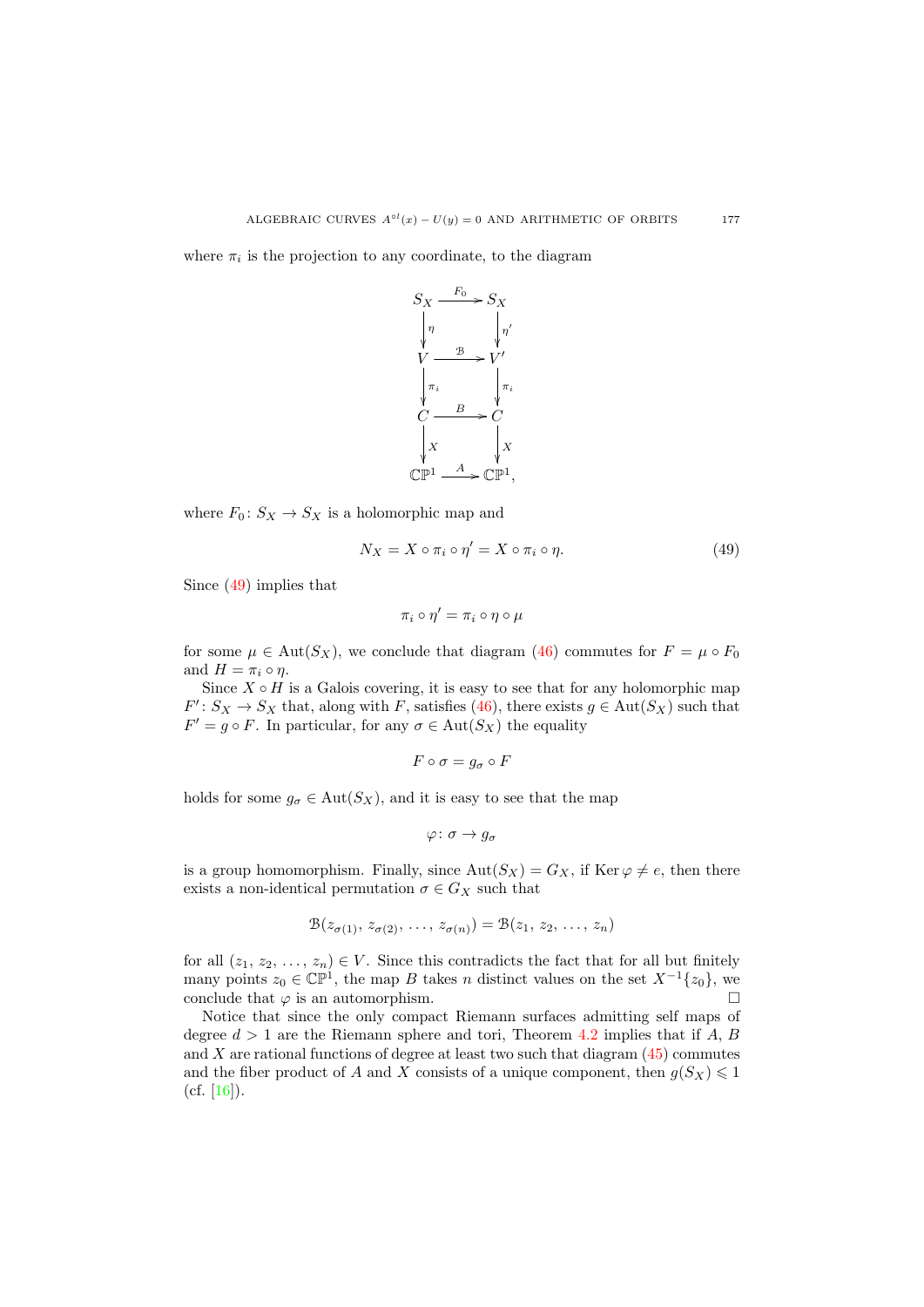where $\pi_i$ is the projection to any coordinate, to the diagram

$$\begin{array}{ccc}
S_X & \xrightarrow{F_0} & S_X \\
\downarrow \eta & & \downarrow \eta' \\
V & \xrightarrow{\mathcal{B}} & V' \\
\downarrow \pi_i & & \downarrow \pi_i \\
C & \xrightarrow{B} & C \\
\downarrow X & & \downarrow X \\
\mathbb{CP}^1 & \xrightarrow{A} & \mathbb{CP}^1,
\end{array}$$

where $F_0\colon S_X \to S_X$ is a holomorphic map and

$$N_X = X \circ \pi_i \circ \eta' = X \circ \pi_i \circ \eta. \tag{49}$$

Since (49) implies that

$$\pi_i \circ \eta' = \pi_i \circ \eta \circ \mu$$

for some $\mu \in \mathrm{Aut}(S_X)$, we conclude that diagram (46) commutes for $F = \mu \circ F_0$ and $H = \pi_i \circ \eta$.

Since $X \circ H$ is a Galois covering, it is easy to see that for any holomorphic map $F'\colon S_X \to S_X$ that, along with $F$, satisfies (46), there exists $g \in \mathrm{Aut}(S_X)$ such that $F' = g \circ F$. In particular, for any $\sigma \in \mathrm{Aut}(S_X)$ the equality

$$F \circ \sigma = g_\sigma \circ F$$

holds for some $g_\sigma \in \mathrm{Aut}(S_X)$, and it is easy to see that the map

$$\varphi\colon \sigma \to g_\sigma$$

is a group homomorphism. Finally, since $\mathrm{Aut}(S_X) = G_X$, if $\mathrm{Ker}\,\varphi \neq e$, then there exists a non-identical permutation $\sigma \in G_X$ such that

$$\mathcal{B}(z_{\sigma(1)}, z_{\sigma(2)}, \ldots, z_{\sigma(n)}) = \mathcal{B}(z_1, z_2, \ldots, z_n)$$

for all $(z_1, z_2, \ldots, z_n) \in V$. Since this contradicts the fact that for all but finitely many points $z_0 \in \mathbb{CP}^1$, the map $B$ takes $n$ distinct values on the set $X^{-1}\{z_0\}$, we conclude that $\varphi$ is an automorphism. $\square$

Notice that since the only compact Riemann surfaces admitting self maps of degree $d > 1$ are the Riemann sphere and tori, Theorem 4.2 implies that if $A$, $B$ and $X$ are rational functions of degree at least two such that diagram (45) commutes and the fiber product of $A$ and $X$ consists of a unique component, then $g(S_X) \leqslant 1$ (cf. [16]).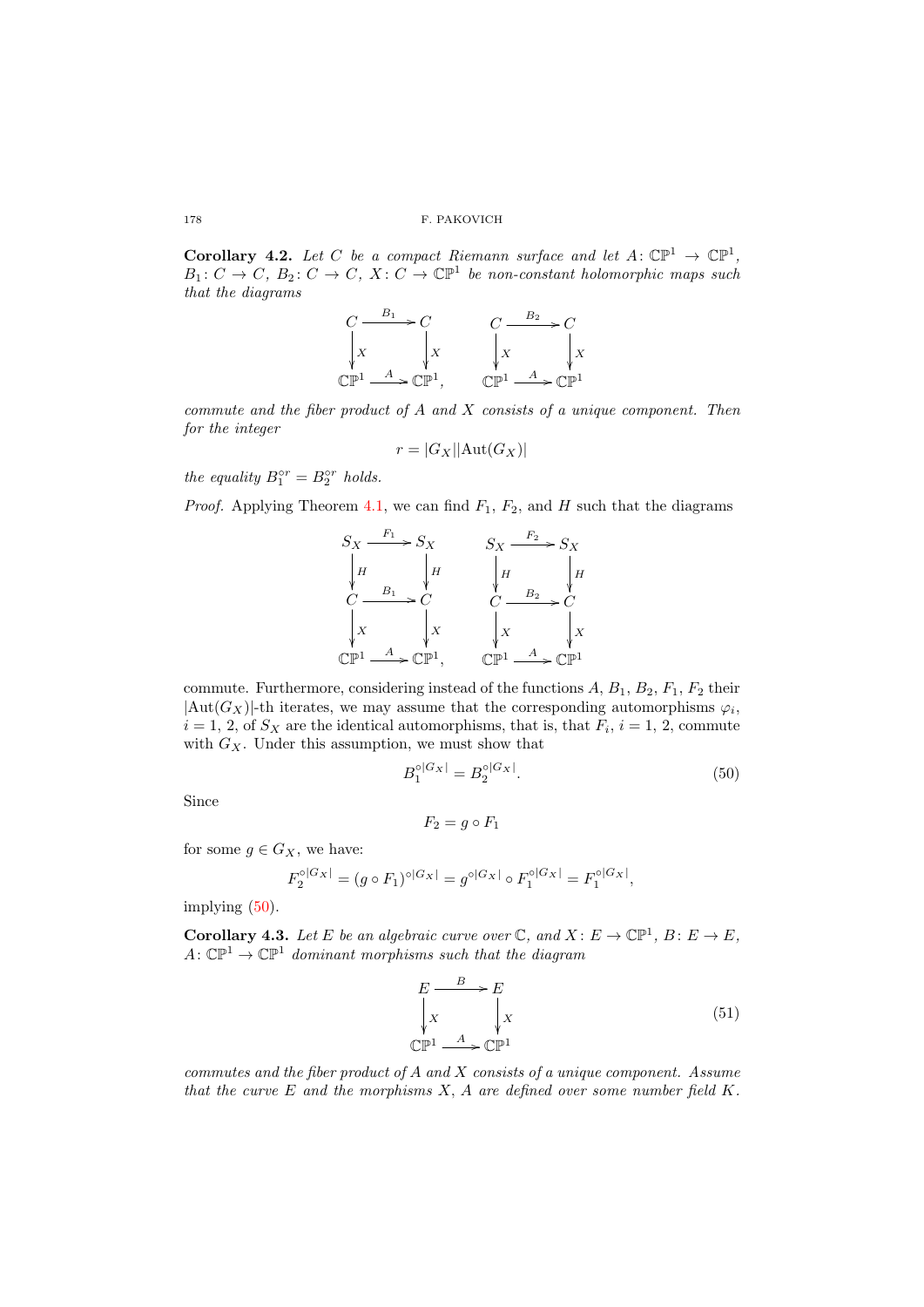**Corollary 4.2.** *Let $C$ be a compact Riemann surface and let $A\colon \mathbb{CP}^1 \to \mathbb{CP}^1$, $B_1\colon C \to C$, $B_2\colon C \to C$, $X\colon C \to \mathbb{CP}^1$ be non-constant holomorphic maps such that the diagrams*

$$
\begin{array}{ccc}
C & \xrightarrow{B_1} & C \\
\downarrow{\scriptstyle X} & & \downarrow{\scriptstyle X} \\
\mathbb{CP}^1 & \xrightarrow{A} & \mathbb{CP}^1,
\end{array}
\qquad
\begin{array}{ccc}
C & \xrightarrow{B_2} & C \\
\downarrow{\scriptstyle X} & & \downarrow{\scriptstyle X} \\
\mathbb{CP}^1 & \xrightarrow{A} & \mathbb{CP}^1
\end{array}
$$

*commute and the fiber product of $A$ and $X$ consists of a unique component. Then for the integer*

$$r = |G_X||\mathrm{Aut}(G_X)|$$

*the equality $B_1^{\circ r} = B_2^{\circ r}$ holds.*

*Proof.* Applying Theorem 4.1, we can find $F_1$, $F_2$, and $H$ such that the diagrams

$$
\begin{array}{ccc}
S_X & \xrightarrow{F_1} & S_X \\
\downarrow{\scriptstyle H} & & \downarrow{\scriptstyle H} \\
C & \xrightarrow{B_1} & C \\
\downarrow{\scriptstyle X} & & \downarrow{\scriptstyle X} \\
\mathbb{CP}^1 & \xrightarrow{A} & \mathbb{CP}^1,
\end{array}
\qquad
\begin{array}{ccc}
S_X & \xrightarrow{F_2} & S_X \\
\downarrow{\scriptstyle H} & & \downarrow{\scriptstyle H} \\
C & \xrightarrow{B_2} & C \\
\downarrow{\scriptstyle X} & & \downarrow{\scriptstyle X} \\
\mathbb{CP}^1 & \xrightarrow{A} & \mathbb{CP}^1
\end{array}
$$

commute. Furthermore, considering instead of the functions $A$, $B_1$, $B_2$, $F_1$, $F_2$ their $|\mathrm{Aut}(G_X)|$-th iterates, we may assume that the corresponding automorphisms $\varphi_i$, $i = 1, 2$, of $S_X$ are the identical automorphisms, that is, that $F_i$, $i = 1, 2$, commute with $G_X$. Under this assumption, we must show that

$$B_1^{\circ|G_X|} = B_2^{\circ|G_X|}. \tag{50}$$

Since

$$F_2 = g \circ F_1$$

for some $g \in G_X$, we have:

$$F_2^{\circ|G_X|} = (g \circ F_1)^{\circ|G_X|} = g^{\circ|G_X|} \circ F_1^{\circ|G_X|} = F_1^{\circ|G_X|},$$

implying (50).

**Corollary 4.3.** *Let $E$ be an algebraic curve over $\mathbb{C}$, and $X\colon E \to \mathbb{CP}^1$, $B\colon E \to E$, $A\colon \mathbb{CP}^1 \to \mathbb{CP}^1$ dominant morphisms such that the diagram*

$$
\begin{array}{ccc}
E & \xrightarrow{B} & E \\
\downarrow{\scriptstyle X} & & \downarrow{\scriptstyle X} \\
\mathbb{CP}^1 & \xrightarrow{A} & \mathbb{CP}^1
\end{array}
\tag{51}
$$

*commutes and the fiber product of $A$ and $X$ consists of a unique component. Assume that the curve $E$ and the morphisms $X$, $A$ are defined over some number field $K$.*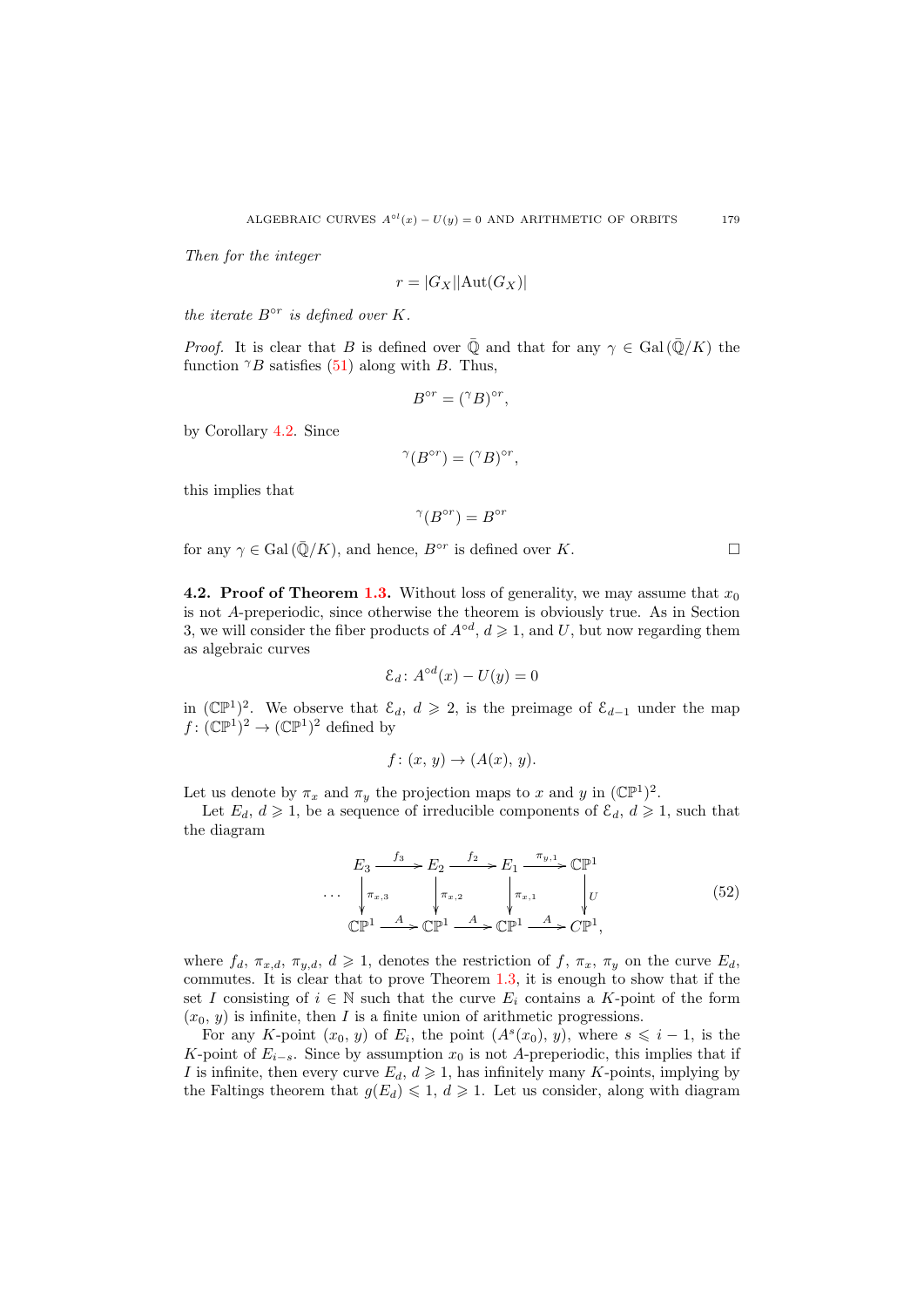*Then for the integer*

$$r = |G_X||\mathrm{Aut}(G_X)|$$

*the iterate $B^{\circ r}$ is defined over $K$.*

*Proof.* It is clear that $B$ is defined over $\bar{\mathbb{Q}}$ and that for any $\gamma \in \mathrm{Gal}\,(\bar{\mathbb{Q}}/K)$ the function ${}^{\gamma}B$ satisfies (51) along with $B$. Thus,

$$B^{\circ r} = ({}^{\gamma}B)^{\circ r},$$

by Corollary 4.2. Since

$${}^{\gamma}(B^{\circ r}) = ({}^{\gamma}B)^{\circ r},$$

this implies that

$${}^{\gamma}(B^{\circ r}) = B^{\circ r}$$

for any $\gamma \in \mathrm{Gal}\,(\bar{\mathbb{Q}}/K)$, and hence, $B^{\circ r}$ is defined over $K$. □

**4.2. Proof of Theorem 1.3.** Without loss of generality, we may assume that $x_0$ is not $A$-preperiodic, since otherwise the theorem is obviously true. As in Section 3, we will consider the fiber products of $A^{\circ d}$, $d \geqslant 1$, and $U$, but now regarding them as algebraic curves

$$\mathcal{E}_d\colon A^{\circ d}(x) - U(y) = 0$$

in $(\mathbb{CP}^1)^2$. We observe that $\mathcal{E}_d$, $d \geqslant 2$, is the preimage of $\mathcal{E}_{d-1}$ under the map $f\colon (\mathbb{CP}^1)^2 \to (\mathbb{CP}^1)^2$ defined by

$$f\colon (x,\, y) \to (A(x),\, y).$$

Let us denote by $\pi_x$ and $\pi_y$ the projection maps to $x$ and $y$ in $(\mathbb{CP}^1)^2$.

Let $E_d$, $d \geqslant 1$, be a sequence of irreducible components of $\mathcal{E}_d$, $d \geqslant 1$, such that the diagram

$$\begin{array}{ccccccccc}
 & E_3 & \xrightarrow{f_3} & E_2 & \xrightarrow{f_2} & E_1 & \xrightarrow{\pi_{y,1}} & \mathbb{CP}^1 & \\
\cdots & \downarrow{\scriptstyle \pi_{x,3}} & & \downarrow{\scriptstyle \pi_{x,2}} & & \downarrow{\scriptstyle \pi_{x,1}} & & \downarrow{\scriptstyle U} & \quad (52)\\
 & \mathbb{CP}^1 & \xrightarrow{A} & \mathbb{CP}^1 & \xrightarrow{A} & \mathbb{CP}^1 & \xrightarrow{A} & C\mathbb{P}^1, &
\end{array}$$

where $f_d$, $\pi_{x,d}$, $\pi_{y,d}$, $d \geqslant 1$, denotes the restriction of $f$, $\pi_x$, $\pi_y$ on the curve $E_d$, commutes. It is clear that to prove Theorem 1.3, it is enough to show that if the set $I$ consisting of $i \in \mathbb{N}$ such that the curve $E_i$ contains a $K$-point of the form $(x_0,\, y)$ is infinite, then $I$ is a finite union of arithmetic progressions.

For any $K$-point $(x_0,\, y)$ of $E_i$, the point $(A^s(x_0),\, y)$, where $s \leqslant i-1$, is the $K$-point of $E_{i-s}$. Since by assumption $x_0$ is not $A$-preperiodic, this implies that if $I$ is infinite, then every curve $E_d$, $d \geqslant 1$, has infinitely many $K$-points, implying by the Faltings theorem that $g(E_d) \leqslant 1$, $d \geqslant 1$. Let us consider, along with diagram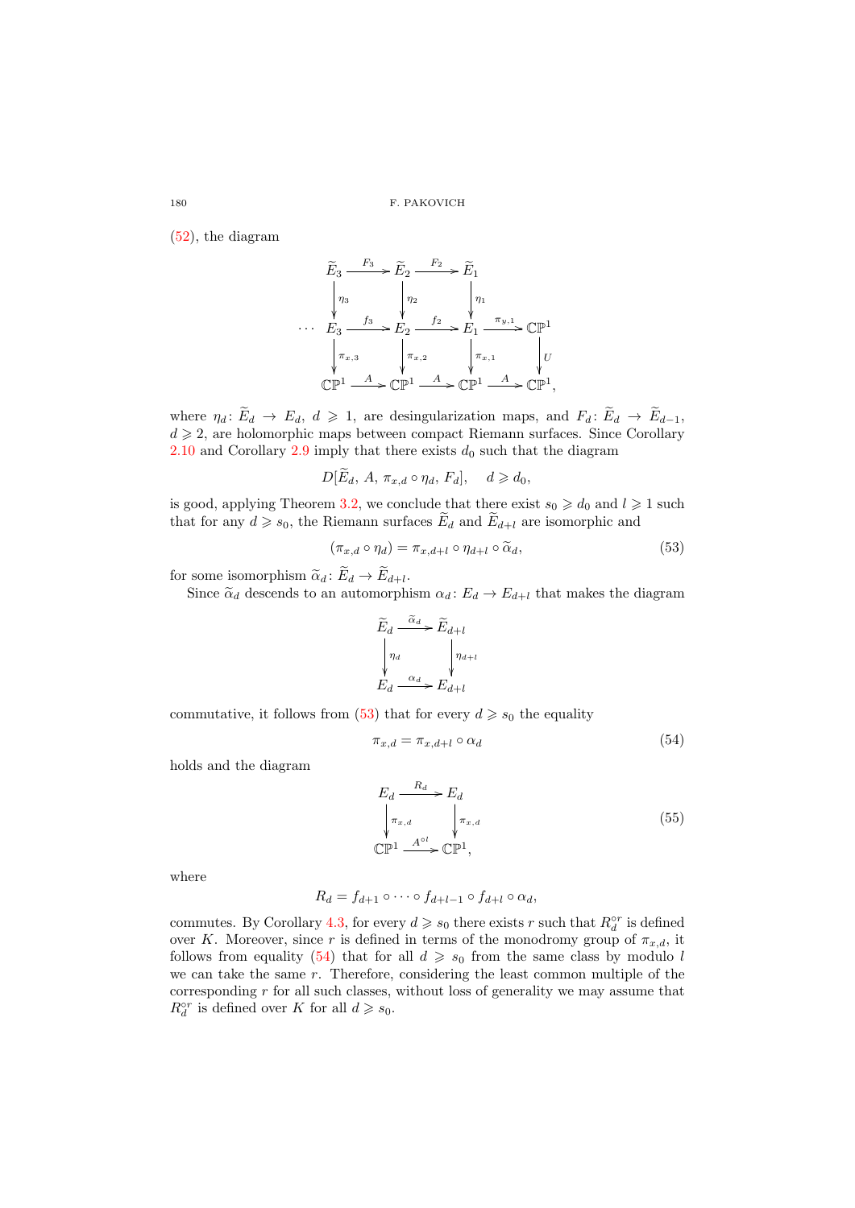(52), the diagram

$$
\begin{array}{ccccccc}
 & \widetilde{E}_3 & \xrightarrow{F_3} & \widetilde{E}_2 & \xrightarrow{F_2} & \widetilde{E}_1 & \\
 & \downarrow{\scriptstyle \eta_3} & & \downarrow{\scriptstyle \eta_2} & & \downarrow{\scriptstyle \eta_1} & \\
\cdots & E_3 & \xrightarrow{f_3} & E_2 & \xrightarrow{f_2} & E_1 & \xrightarrow{\pi_{y,1}} \mathbb{CP}^1 \\
 & \downarrow{\scriptstyle \pi_{x,3}} & & \downarrow{\scriptstyle \pi_{x,2}} & & \downarrow{\scriptstyle \pi_{x,1}} & \quad\ \downarrow{\scriptstyle U} \\
 & \mathbb{CP}^1 & \xrightarrow{A} & \mathbb{CP}^1 & \xrightarrow{A} & \mathbb{CP}^1 & \xrightarrow{A} \mathbb{CP}^1,
\end{array}
$$

where $\eta_d\colon \widetilde{E}_d \to E_d$, $d \geqslant 1$, are desingularization maps, and $F_d\colon \widetilde{E}_d \to \widetilde{E}_{d-1}$, $d \geqslant 2$, are holomorphic maps between compact Riemann surfaces. Since Corollary 2.10 and Corollary 2.9 imply that there exists $d_0$ such that the diagram

$$D[\widetilde{E}_d,\, A,\, \pi_{x,d} \circ \eta_d,\, F_d], \quad d \geqslant d_0,$$

is good, applying Theorem 3.2, we conclude that there exist $s_0 \geqslant d_0$ and $l \geqslant 1$ such that for any $d \geqslant s_0$, the Riemann surfaces $\widetilde{E}_d$ and $\widetilde{E}_{d+l}$ are isomorphic and

$$(\pi_{x,d} \circ \eta_d) = \pi_{x,d+l} \circ \eta_{d+l} \circ \widetilde{\alpha}_d, \tag{53}$$

for some isomorphism $\widetilde{\alpha}_d\colon \widetilde{E}_d \to \widetilde{E}_{d+l}$.

Since $\widetilde{\alpha}_d$ descends to an automorphism $\alpha_d\colon E_d \to E_{d+l}$ that makes the diagram

$$
\begin{array}{ccc}
\widetilde{E}_d & \xrightarrow{\widetilde{\alpha}_d} & \widetilde{E}_{d+l} \\
\downarrow{\scriptstyle \eta_d} & & \downarrow{\scriptstyle \eta_{d+l}} \\
E_d & \xrightarrow{\alpha_d} & E_{d+l}
\end{array}
$$

commutative, it follows from (53) that for every $d \geqslant s_0$ the equality

$$\pi_{x,d} = \pi_{x,d+l} \circ \alpha_d \tag{54}$$

holds and the diagram

$$
\begin{array}{ccc}
E_d & \xrightarrow{R_d} & E_d \\
\downarrow{\scriptstyle \pi_{x,d}} & & \downarrow{\scriptstyle \pi_{x,d}} \\
\mathbb{CP}^1 & \xrightarrow{A^{\circ l}} & \mathbb{CP}^1,
\end{array}
\tag{55}
$$

where

$$R_d = f_{d+1} \circ \cdots \circ f_{d+l-1} \circ f_{d+l} \circ \alpha_d,$$

commutes. By Corollary 4.3, for every $d \geqslant s_0$ there exists $r$ such that $R_d^{\circ r}$ is defined over $K$. Moreover, since $r$ is defined in terms of the monodromy group of $\pi_{x,d}$, it follows from equality (54) that for all $d \geqslant s_0$ from the same class by modulo $l$ we can take the same $r$. Therefore, considering the least common multiple of the corresponding $r$ for all such classes, without loss of generality we may assume that $R_d^{\circ r}$ is defined over $K$ for all $d \geqslant s_0$.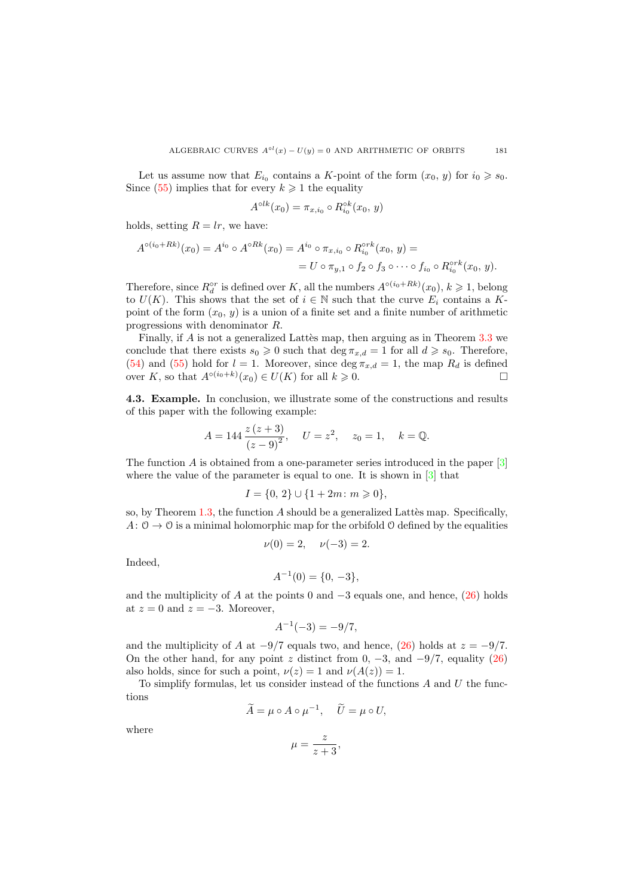Let us assume now that $E_{i_0}$ contains a $K$-point of the form $(x_0,\, y)$ for $i_0 \geqslant s_0$. Since (55) implies that for every $k \geqslant 1$ the equality

$$A^{\circ lk}(x_0) = \pi_{x,i_0} \circ R_{i_0}^{\circ k}(x_0,\, y)$$

holds, setting $R = lr$, we have:

$$\begin{aligned} A^{\circ(i_0+Rk)}(x_0) = A^{i_0} \circ A^{\circ Rk}(x_0) = A^{i_0} \circ \pi_{x,i_0} \circ R_{i_0}^{\circ rk}(x_0,\, y) = \\ = U \circ \pi_{y,1} \circ f_2 \circ f_3 \circ \cdots \circ f_{i_0} \circ R_{i_0}^{\circ rk}(x_0,\, y). \end{aligned}$$

Therefore, since $R_d^{\circ r}$ is defined over $K$, all the numbers $A^{\circ(i_0+Rk)}(x_0)$, $k \geqslant 1$, belong to $U(K)$. This shows that the set of $i \in \mathbb{N}$ such that the curve $E_i$ contains a $K$-point of the form $(x_0,\, y)$ is a union of a finite set and a finite number of arithmetic progressions with denominator $R$.

Finally, if $A$ is not a generalized Lattès map, then arguing as in Theorem 3.3 we conclude that there exists $s_0 \geqslant 0$ such that $\deg \pi_{x,d} = 1$ for all $d \geqslant s_0$. Therefore, (54) and (55) hold for $l = 1$. Moreover, since $\deg \pi_{x,d} = 1$, the map $R_d$ is defined over $K$, so that $A^{\circ(i_0+k)}(x_0) \in U(K)$ for all $k \geqslant 0$. □

**4.3. Example.** In conclusion, we illustrate some of the constructions and results of this paper with the following example:

$$A = 144\,\frac{z\,(z+3)}{(z-9)^2}, \quad U = z^2, \quad z_0 = 1, \quad k = \mathbb{Q}.$$

The function $A$ is obtained from a one-parameter series introduced in the paper [3] where the value of the parameter is equal to one. It is shown in [3] that

$$I = \{0,\, 2\} \cup \{1 + 2m\colon m \geqslant 0\},$$

so, by Theorem 1.3, the function $A$ should be a generalized Lattès map. Specifically, $A\colon \mathcal{O} \to \mathcal{O}$ is a minimal holomorphic map for the orbifold $\mathcal{O}$ defined by the equalities

$$\nu(0) = 2, \quad \nu(-3) = 2.$$

Indeed,

$$A^{-1}(0) = \{0,\, -3\},$$

and the multiplicity of $A$ at the points 0 and $-3$ equals one, and hence, (26) holds at $z = 0$ and $z = -3$. Moreover,

$$A^{-1}(-3) = -9/7,$$

and the multiplicity of $A$ at $-9/7$ equals two, and hence, (26) holds at $z = -9/7$. On the other hand, for any point $z$ distinct from 0, $-3$, and $-9/7$, equality (26) also holds, since for such a point, $\nu(z) = 1$ and $\nu(A(z)) = 1$.

To simplify formulas, let us consider instead of the functions $A$ and $U$ the functions

$$\widetilde{A} = \mu \circ A \circ \mu^{-1}, \quad \widetilde{U} = \mu \circ U,$$

where

$$\mu = \frac{z}{z+3},$$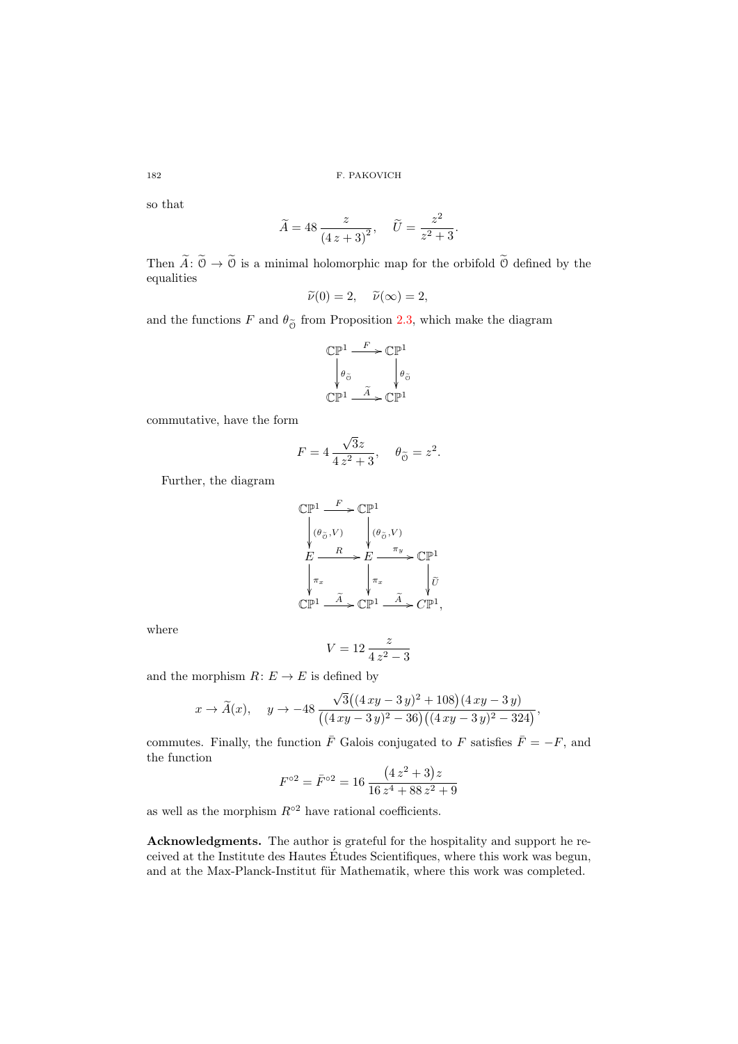so that

$$\widetilde{A} = 48\,\frac{z}{(4\,z+3)^2}, \quad \widetilde{U} = \frac{z^2}{z^2+3}.$$

Then $\widetilde{A}\colon \widetilde{\mathcal{O}} \to \widetilde{\mathcal{O}}$ is a minimal holomorphic map for the orbifold $\widetilde{\mathcal{O}}$ defined by the equalities

$$\widetilde{\nu}(0) = 2, \quad \widetilde{\nu}(\infty) = 2,$$

and the functions $F$ and $\theta_{\widetilde{\mathcal{O}}}$ from Proposition 2.3, which make the diagram

$$\begin{array}{ccc} \mathbb{CP}^1 & \xrightarrow{\ F\ } & \mathbb{CP}^1 \\ \big\downarrow{\scriptstyle \theta_{\widetilde{\mathcal{O}}}} & & \big\downarrow{\scriptstyle \theta_{\widetilde{\mathcal{O}}}} \\ \mathbb{CP}^1 & \xrightarrow{\ \widetilde{A}\ } & \mathbb{CP}^1 \end{array}$$

commutative, have the form

$$F = 4\,\frac{\sqrt{3}z}{4\,z^2+3}, \quad \theta_{\widetilde{\mathcal{O}}} = z^2.$$

Further, the diagram

$$\begin{array}{ccccc} \mathbb{CP}^1 & \xrightarrow{\ F\ } & \mathbb{CP}^1 & & \\ \big\downarrow{\scriptstyle (\theta_{\widetilde{\mathcal{O}}},V)} & & \big\downarrow{\scriptstyle (\theta_{\widetilde{\mathcal{O}}},V)} & & \\ E & \xrightarrow{\ R\ } & E & \xrightarrow{\ \pi_y\ } & \mathbb{CP}^1 \\ \big\downarrow{\scriptstyle \pi_x} & & \big\downarrow{\scriptstyle \pi_x} & & \big\downarrow{\scriptstyle \widetilde{U}} \\ \mathbb{CP}^1 & \xrightarrow{\ \widetilde{A}\ } & \mathbb{CP}^1 & \xrightarrow{\ \widetilde{A}\ } & C\mathbb{P}^1, \end{array}$$

where

$$V = 12\,\frac{z}{4\,z^2-3}$$

and the morphism $R\colon E \to E$ is defined by

$$x \to \widetilde{A}(x), \quad y \to -48\,\frac{\sqrt{3}\big((4\,xy-3\,y)^2+108\big)(4\,xy-3\,y)}{\big((4\,xy-3\,y)^2-36\big)\big((4\,xy-3\,y)^2-324\big)},$$

commutes. Finally, the function $\bar{F}$ Galois conjugated to $F$ satisfies $\bar{F} = -F$, and the function

$$F^{\circ 2} = \bar{F}^{\circ 2} = 16\,\frac{\left(4\,z^2+3\right)z}{16\,z^4+88\,z^2+9}$$

as well as the morphism $R^{\circ 2}$ have rational coefficients.

**Acknowledgments.** The author is grateful for the hospitality and support he received at the Institute des Hautes Études Scientifiques, where this work was begun, and at the Max-Planck-Institut für Mathematik, where this work was completed.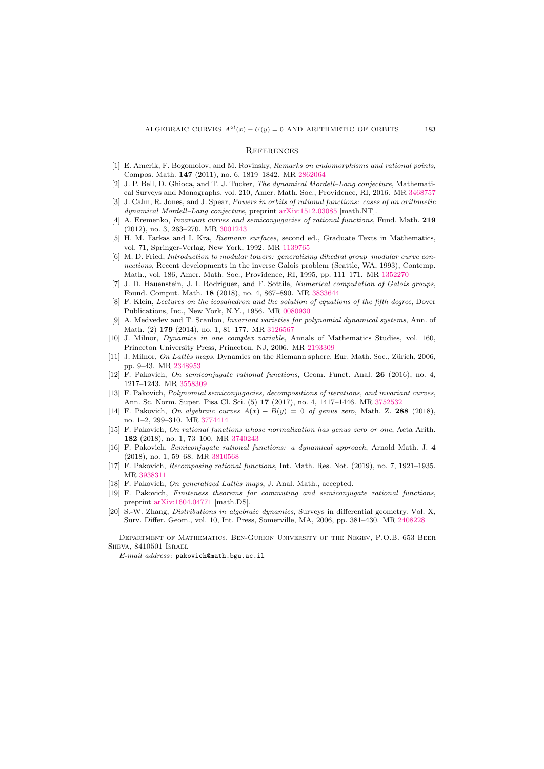## References

[1] E. Amerik, F. Bogomolov, and M. Rovinsky, *Remarks on endomorphisms and rational points*, Compos. Math. **147** (2011), no. 6, 1819–1842. MR 2862064

[2] J. P. Bell, D. Ghioca, and T. J. Tucker, *The dynamical Mordell–Lang conjecture*, Mathematical Surveys and Monographs, vol. 210, Amer. Math. Soc., Providence, RI, 2016. MR 3468757

[3] J. Cahn, R. Jones, and J. Spear, *Powers in orbits of rational functions: cases of an arithmetic dynamical Mordell–Lang conjecture*, preprint arXiv:1512.03085 [math.NT].

[4] A. Eremenko, *Invariant curves and semiconjugacies of rational functions*, Fund. Math. **219** (2012), no. 3, 263–270. MR 3001243

[5] H. M. Farkas and I. Kra, *Riemann surfaces*, second ed., Graduate Texts in Mathematics, vol. 71, Springer-Verlag, New York, 1992. MR 1139765

[6] M. D. Fried, *Introduction to modular towers: generalizing dihedral group–modular curve connections*, Recent developments in the inverse Galois problem (Seattle, WA, 1993), Contemp. Math., vol. 186, Amer. Math. Soc., Providence, RI, 1995, pp. 111–171. MR 1352270

[7] J. D. Hauenstein, J. I. Rodriguez, and F. Sottile, *Numerical computation of Galois groups*, Found. Comput. Math. **18** (2018), no. 4, 867–890. MR 3833644

[8] F. Klein, *Lectures on the icosahedron and the solution of equations of the fifth degree*, Dover Publications, Inc., New York, N.Y., 1956. MR 0080930

[9] A. Medvedev and T. Scanlon, *Invariant varieties for polynomial dynamical systems*, Ann. of Math. (2) **179** (2014), no. 1, 81–177. MR 3126567

[10] J. Milnor, *Dynamics in one complex variable*, Annals of Mathematics Studies, vol. 160, Princeton University Press, Princeton, NJ, 2006. MR 2193309

[11] J. Milnor, *On Lattès maps*, Dynamics on the Riemann sphere, Eur. Math. Soc., Zürich, 2006, pp. 9–43. MR 2348953

[12] F. Pakovich, *On semiconjugate rational functions*, Geom. Funct. Anal. **26** (2016), no. 4, 1217–1243. MR 3558309

[13] F. Pakovich, *Polynomial semiconjugacies, decompositions of iterations, and invariant curves*, Ann. Sc. Norm. Super. Pisa Cl. Sci. (5) **17** (2017), no. 4, 1417–1446. MR 3752532

[14] F. Pakovich, *On algebraic curves $A(x) - B(y) = 0$ of genus zero*, Math. Z. **288** (2018), no. 1–2, 299–310. MR 3774414

[15] F. Pakovich, *On rational functions whose normalization has genus zero or one*, Acta Arith. **182** (2018), no. 1, 73–100. MR 3740243

[16] F. Pakovich, *Semiconjugate rational functions: a dynamical approach*, Arnold Math. J. **4** (2018), no. 1, 59–68. MR 3810568

[17] F. Pakovich, *Recomposing rational functions*, Int. Math. Res. Not. (2019), no. 7, 1921–1935. MR 3938311

[18] F. Pakovich, *On generalized Lattès maps*, J. Anal. Math., accepted.

[19] F. Pakovich, *Finiteness theorems for commuting and semiconjugate rational functions*, preprint arXiv:1604.04771 [math.DS].

[20] S.-W. Zhang, *Distributions in algebraic dynamics*, Surveys in differential geometry. Vol. X, Surv. Differ. Geom., vol. 10, Int. Press, Somerville, MA, 2006, pp. 381–430. MR 2408228

Department of Mathematics, Ben-Gurion University of the Negev, P.O.B. 653 Beer Sheva, 8410501 Israel

*E-mail address*: `pakovich@math.bgu.ac.il`